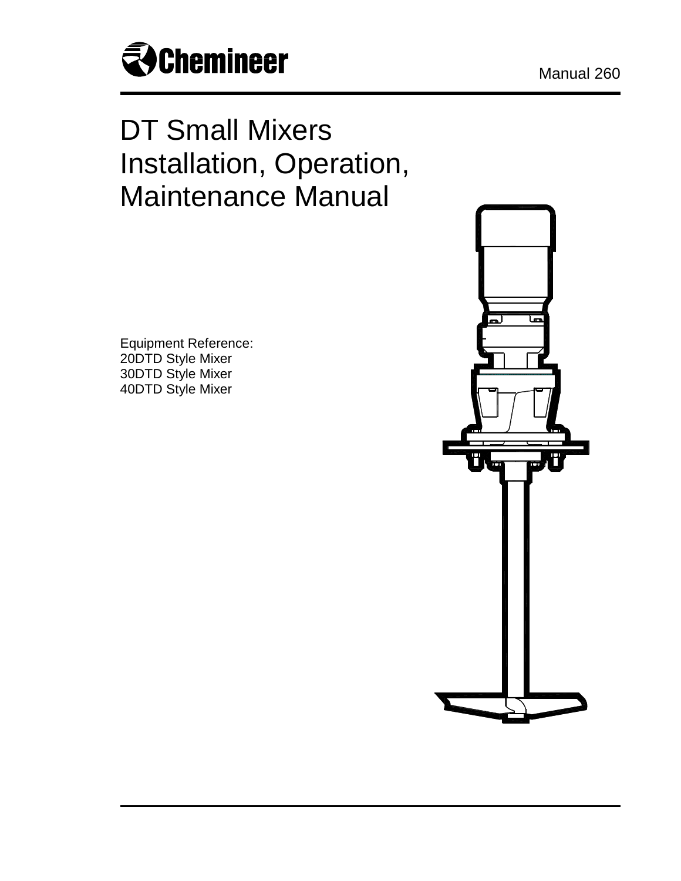Chemineer

Manual 260

# DT Small Mixers Installation, Operation, Maintenance Manual

Equipment Reference:
20DTD Style Mixer
30DTD Style Mixer
40DTD Style Mixer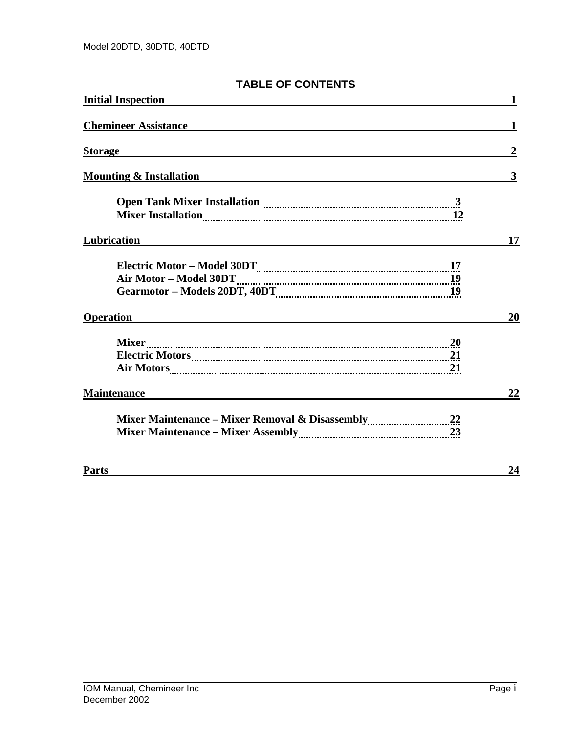## TABLE OF CONTENTS

| | |
|---|---|
| **Initial Inspection** | **1** |
| **Chemineer Assistance** | **1** |
| **Storage** | **2** |
| **Mounting & Installation** | **3** |
| &nbsp;&nbsp;&nbsp;&nbsp;**Open Tank Mixer Installation** | **3** |
| &nbsp;&nbsp;&nbsp;&nbsp;**Mixer Installation** | **12** |
| **Lubrication** | **17** |
| &nbsp;&nbsp;&nbsp;&nbsp;**Electric Motor – Model 30DT** | **17** |
| &nbsp;&nbsp;&nbsp;&nbsp;**Air Motor – Model 30DT** | **19** |
| &nbsp;&nbsp;&nbsp;&nbsp;**Gearmotor – Models 20DT, 40DT** | **19** |
| **Operation** | **20** |
| &nbsp;&nbsp;&nbsp;&nbsp;**Mixer** | **20** |
| &nbsp;&nbsp;&nbsp;&nbsp;**Electric Motors** | **21** |
| &nbsp;&nbsp;&nbsp;&nbsp;**Air Motors** | **21** |
| **Maintenance** | **22** |
| &nbsp;&nbsp;&nbsp;&nbsp;**Mixer Maintenance – Mixer Removal & Disassembly** | **22** |
| &nbsp;&nbsp;&nbsp;&nbsp;**Mixer Maintenance – Mixer Assembly** | **23** |
| **Parts** | **24** |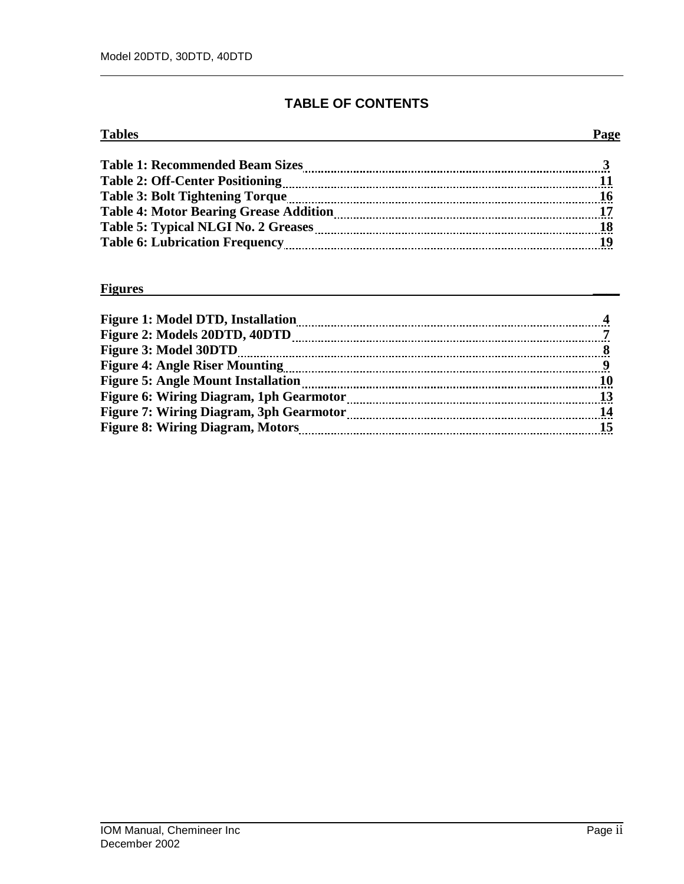## TABLE OF CONTENTS

| Tables | Page |
|---|---|
| **Table 1: Recommended Beam Sizes** | **3** |
| **Table 2: Off-Center Positioning** | **11** |
| **Table 3: Bolt Tightening Torque** | **16** |
| **Table 4: Motor Bearing Grease Addition** | **17** |
| **Table 5: Typical NLGI No. 2 Greases** | **18** |
| **Table 6: Lubrication Frequency** | **19** |

| Figures | |
|---|---|
| **Figure 1: Model DTD, Installation** | **4** |
| **Figure 2: Models 20DTD, 40DTD** | **7** |
| **Figure 3: Model 30DTD** | **8** |
| **Figure 4: Angle Riser Mounting** | **9** |
| **Figure 5: Angle Mount Installation** | **10** |
| **Figure 6: Wiring Diagram, 1ph Gearmotor** | **13** |
| **Figure 7: Wiring Diagram, 3ph Gearmotor** | **14** |
| **Figure 8: Wiring Diagram, Motors** | **15** |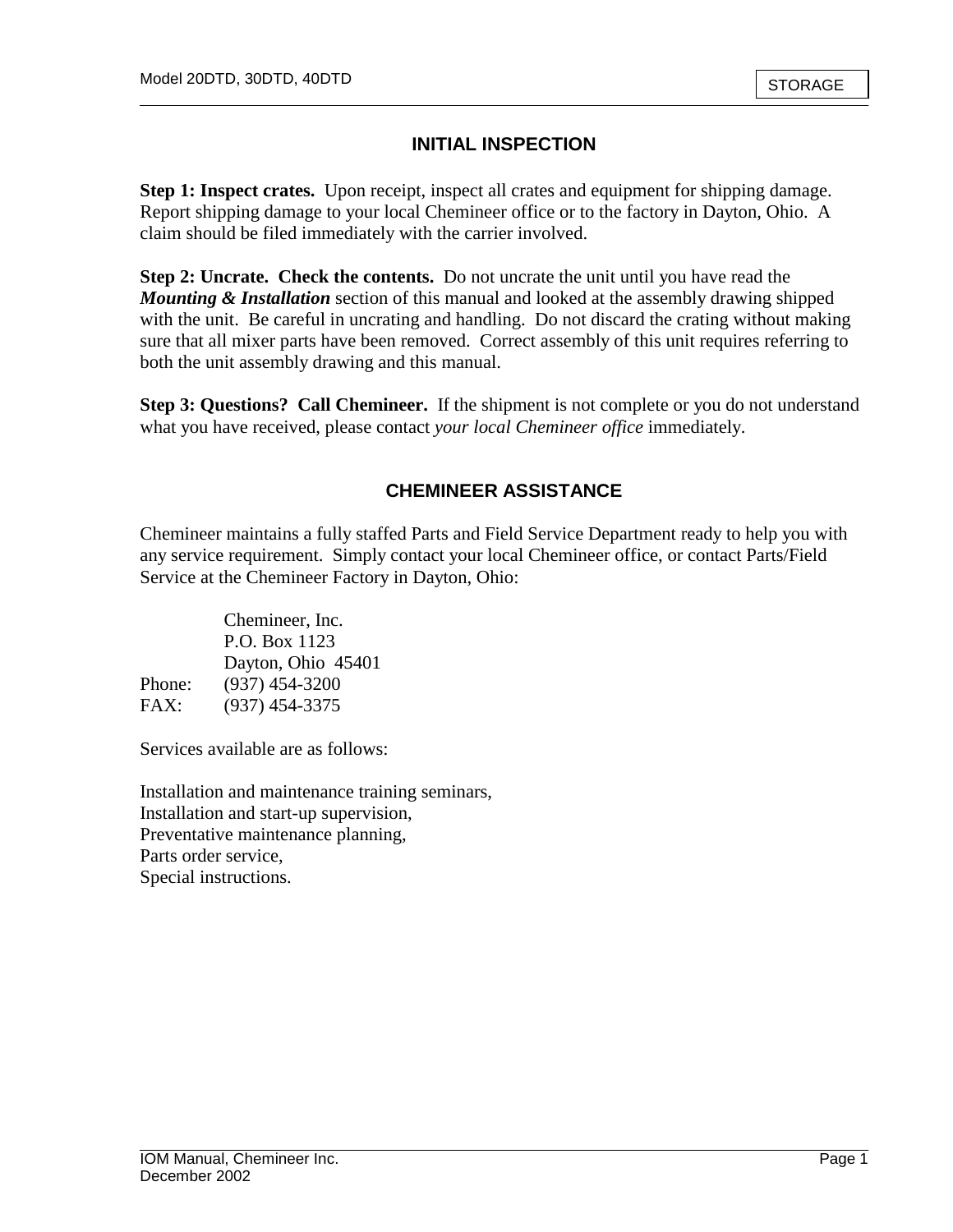## INITIAL INSPECTION

**Step 1: Inspect crates.** Upon receipt, inspect all crates and equipment for shipping damage. Report shipping damage to your local Chemineer office or to the factory in Dayton, Ohio. A claim should be filed immediately with the carrier involved.

**Step 2: Uncrate. Check the contents.** Do not uncrate the unit until you have read the ***Mounting & Installation*** section of this manual and looked at the assembly drawing shipped with the unit. Be careful in uncrating and handling. Do not discard the crating without making sure that all mixer parts have been removed. Correct assembly of this unit requires referring to both the unit assembly drawing and this manual.

**Step 3: Questions? Call Chemineer.** If the shipment is not complete or you do not understand what you have received, please contact *your local Chemineer office* immediately.

## CHEMINEER ASSISTANCE

Chemineer maintains a fully staffed Parts and Field Service Department ready to help you with any service requirement. Simply contact your local Chemineer office, or contact Parts/Field Service at the Chemineer Factory in Dayton, Ohio:

Chemineer, Inc.
P.O. Box 1123
Dayton, Ohio 45401
Phone: (937) 454-3200
FAX: (937) 454-3375

Services available are as follows:

Installation and maintenance training seminars,
Installation and start-up supervision,
Preventative maintenance planning,
Parts order service,
Special instructions.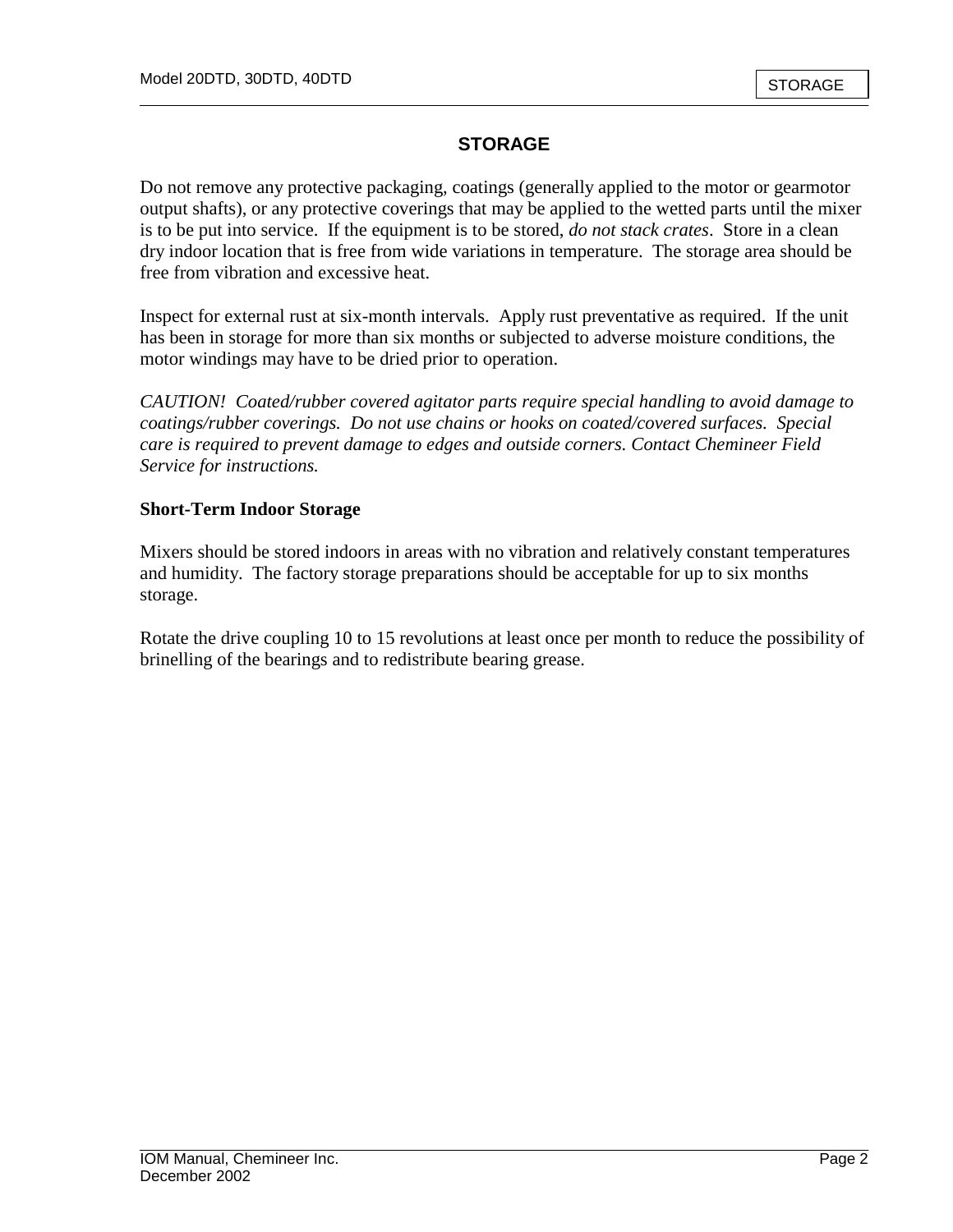# STORAGE

Do not remove any protective packaging, coatings (generally applied to the motor or gearmotor output shafts), or any protective coverings that may be applied to the wetted parts until the mixer is to be put into service. If the equipment is to be stored, *do not stack crates*. Store in a clean dry indoor location that is free from wide variations in temperature. The storage area should be free from vibration and excessive heat.

Inspect for external rust at six-month intervals. Apply rust preventative as required. If the unit has been in storage for more than six months or subjected to adverse moisture conditions, the motor windings may have to be dried prior to operation.

*CAUTION! Coated/rubber covered agitator parts require special handling to avoid damage to coatings/rubber coverings. Do not use chains or hooks on coated/covered surfaces. Special care is required to prevent damage to edges and outside corners. Contact Chemineer Field Service for instructions.*

## Short-Term Indoor Storage

Mixers should be stored indoors in areas with no vibration and relatively constant temperatures and humidity. The factory storage preparations should be acceptable for up to six months storage.

Rotate the drive coupling 10 to 15 revolutions at least once per month to reduce the possibility of brinelling of the bearings and to redistribute bearing grease.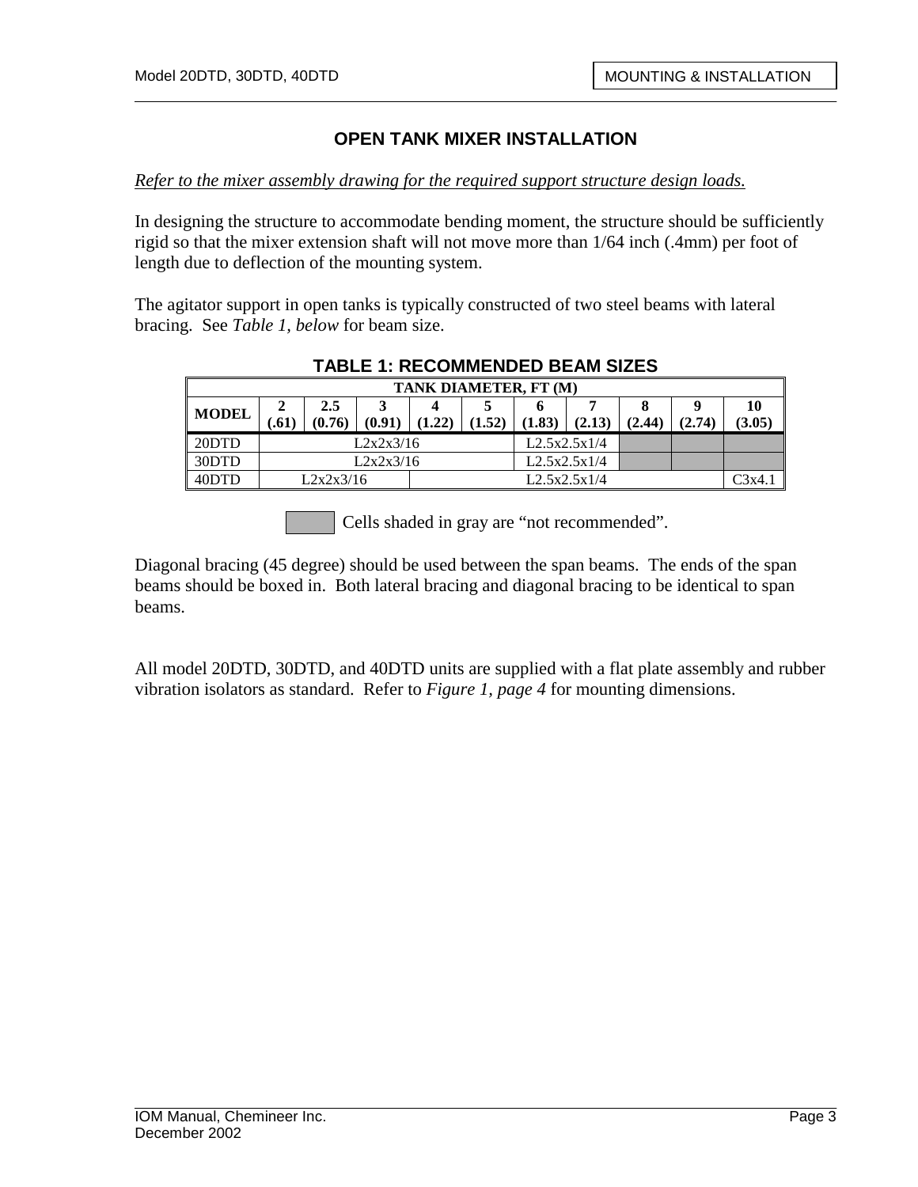## OPEN TANK MIXER INSTALLATION

*Refer to the mixer assembly drawing for the required support structure design loads.*

In designing the structure to accommodate bending moment, the structure should be sufficiently rigid so that the mixer extension shaft will not move more than 1/64 inch (.4mm) per foot of length due to deflection of the mounting system.

The agitator support in open tanks is typically constructed of two steel beams with lateral bracing. See *Table 1, below* for beam size.

**TABLE 1: RECOMMENDED BEAM SIZES**

| MODEL | TANK DIAMETER, FT (M) | | | | | | | | | |
|---|---|---|---|---|---|---|---|---|---|---|
| | 2 (.61) | 2.5 (0.76) | 3 (0.91) | 4 (1.22) | 5 (1.52) | 6 (1.83) | 7 (2.13) | 8 (2.44) | 9 (2.74) | 10 (3.05) |
| 20DTD | L2x2x3/16 | L2x2x3/16 | L2x2x3/16 | L2x2x3/16 | L2x2x3/16 | L2.5x2.5x1/4 | L2.5x2.5x1/4 | (not recommended) | (not recommended) | (not recommended) |
| 30DTD | L2x2x3/16 | L2x2x3/16 | L2x2x3/16 | L2x2x3/16 | L2x2x3/16 | L2.5x2.5x1/4 | L2.5x2.5x1/4 | (not recommended) | (not recommended) | (not recommended) |
| 40DTD | L2x2x3/16 | L2x2x3/16 | L2x2x3/16 | L2.5x2.5x1/4 | L2.5x2.5x1/4 | L2.5x2.5x1/4 | L2.5x2.5x1/4 | L2.5x2.5x1/4 | L2.5x2.5x1/4 | C3x4.1 |

Cells shaded in gray are "not recommended".

Diagonal bracing (45 degree) should be used between the span beams. The ends of the span beams should be boxed in. Both lateral bracing and diagonal bracing to be identical to span beams.

All model 20DTD, 30DTD, and 40DTD units are supplied with a flat plate assembly and rubber vibration isolators as standard. Refer to *Figure 1, page 4* for mounting dimensions.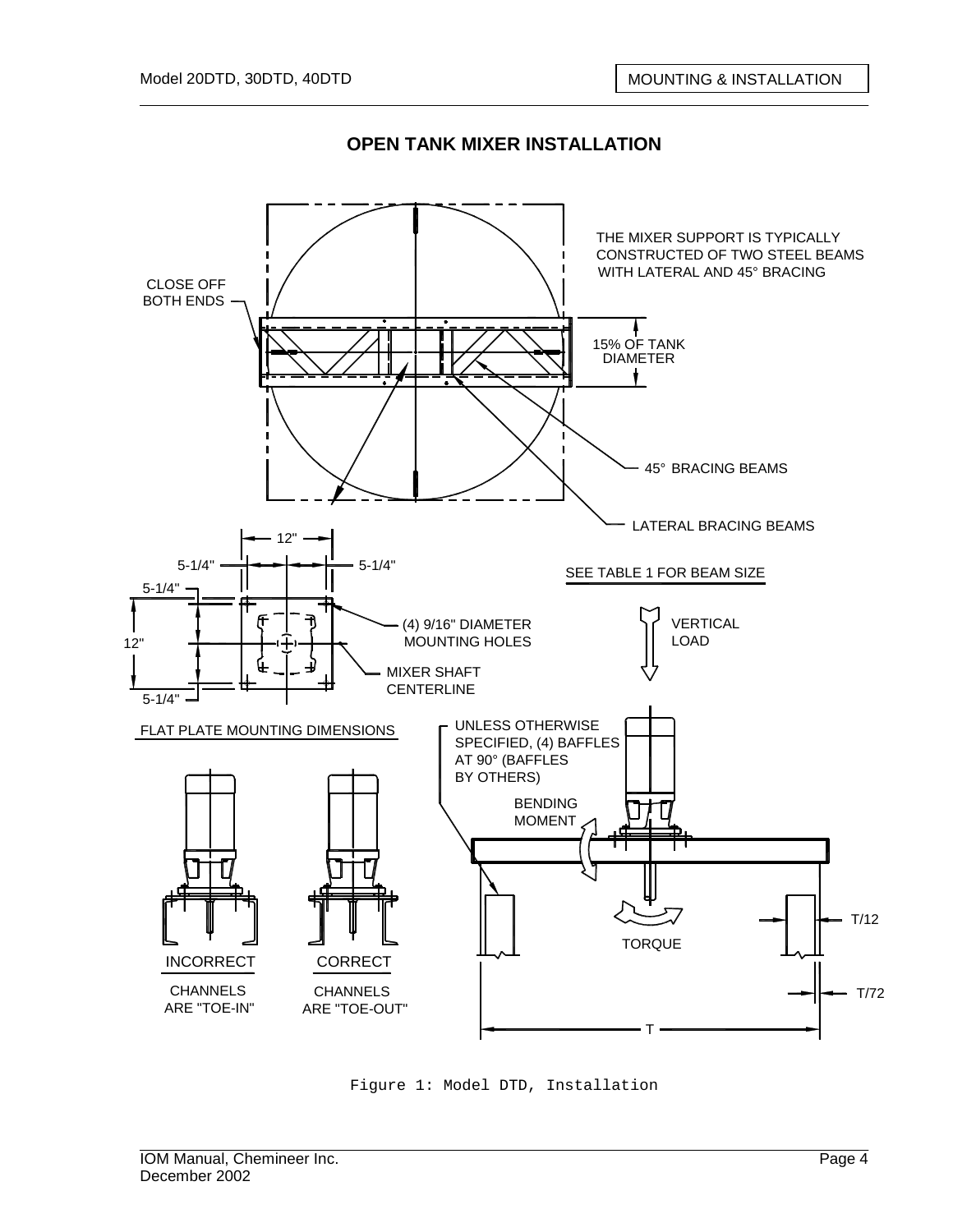## OPEN TANK MIXER INSTALLATION

THE MIXER SUPPORT IS TYPICALLY CONSTRUCTED OF TWO STEEL BEAMS WITH LATERAL AND 45° BRACING

CLOSE OFF BOTH ENDS

15% OF TANK DIAMETER

45° BRACING BEAMS

LATERAL BRACING BEAMS

12"

5-1/4" 5-1/4"

5-1/4"

12"

5-1/4"

(4) 9/16" DIAMETER MOUNTING HOLES

MIXER SHAFT CENTERLINE

FLAT PLATE MOUNTING DIMENSIONS

SEE TABLE 1 FOR BEAM SIZE

VERTICAL LOAD

UNLESS OTHERWISE SPECIFIED, (4) BAFFLES AT 90° (BAFFLES BY OTHERS)

BENDING MOMENT

TORQUE

T/12

T/72

T

INCORRECT

CHANNELS ARE "TOE-IN"

CORRECT

CHANNELS ARE "TOE-OUT"

Figure 1: Model DTD, Installation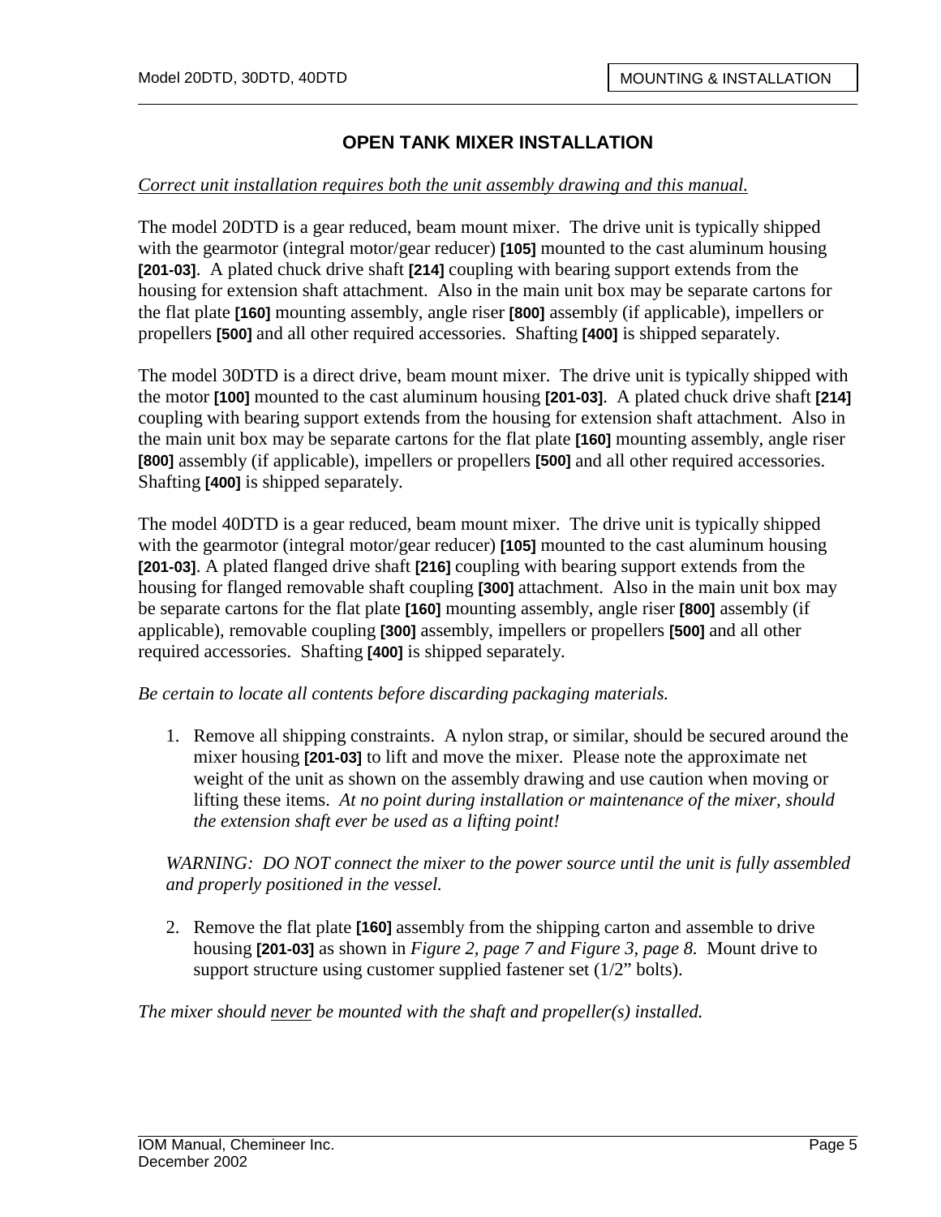# OPEN TANK MIXER INSTALLATION

*Correct unit installation requires both the unit assembly drawing and this manual.*

The model 20DTD is a gear reduced, beam mount mixer. The drive unit is typically shipped with the gearmotor (integral motor/gear reducer) **[105]** mounted to the cast aluminum housing **[201-03]**. A plated chuck drive shaft **[214]** coupling with bearing support extends from the housing for extension shaft attachment. Also in the main unit box may be separate cartons for the flat plate **[160]** mounting assembly, angle riser **[800]** assembly (if applicable), impellers or propellers **[500]** and all other required accessories. Shafting **[400]** is shipped separately.

The model 30DTD is a direct drive, beam mount mixer. The drive unit is typically shipped with the motor **[100]** mounted to the cast aluminum housing **[201-03]**. A plated chuck drive shaft **[214]** coupling with bearing support extends from the housing for extension shaft attachment. Also in the main unit box may be separate cartons for the flat plate **[160]** mounting assembly, angle riser **[800]** assembly (if applicable), impellers or propellers **[500]** and all other required accessories. Shafting **[400]** is shipped separately.

The model 40DTD is a gear reduced, beam mount mixer. The drive unit is typically shipped with the gearmotor (integral motor/gear reducer) **[105]** mounted to the cast aluminum housing **[201-03]**. A plated flanged drive shaft **[216]** coupling with bearing support extends from the housing for flanged removable shaft coupling **[300]** attachment. Also in the main unit box may be separate cartons for the flat plate **[160]** mounting assembly, angle riser **[800]** assembly (if applicable), removable coupling **[300]** assembly, impellers or propellers **[500]** and all other required accessories. Shafting **[400]** is shipped separately.

*Be certain to locate all contents before discarding packaging materials.*

1. Remove all shipping constraints. A nylon strap, or similar, should be secured around the mixer housing **[201-03]** to lift and move the mixer. Please note the approximate net weight of the unit as shown on the assembly drawing and use caution when moving or lifting these items. *At no point during installation or maintenance of the mixer, should the extension shaft ever be used as a lifting point!*

   *WARNING: DO NOT connect the mixer to the power source until the unit is fully assembled and properly positioned in the vessel.*

2. Remove the flat plate **[160]** assembly from the shipping carton and assemble to drive housing **[201-03]** as shown in *Figure 2, page 7 and Figure 3, page 8.* Mount drive to support structure using customer supplied fastener set (1/2" bolts).

*The mixer should never be mounted with the shaft and propeller(s) installed.*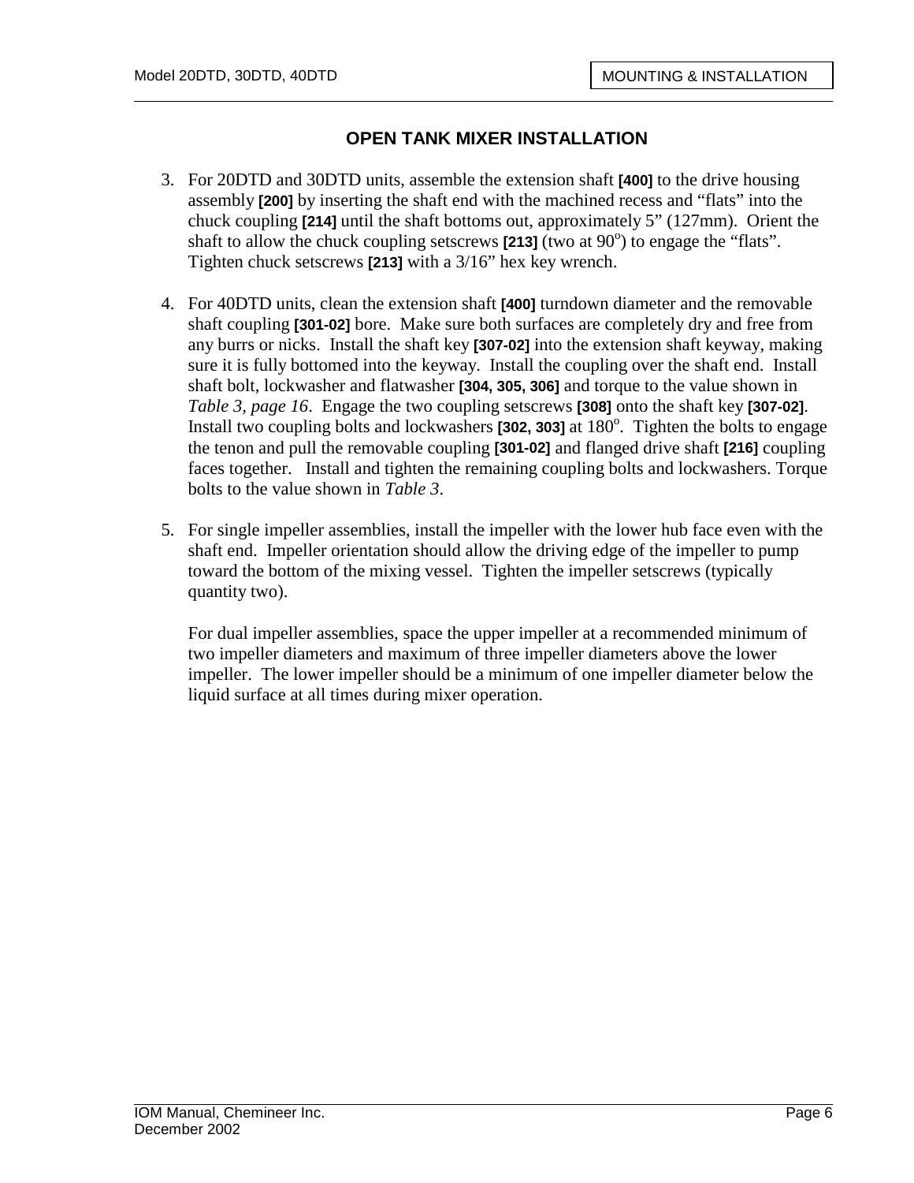## OPEN TANK MIXER INSTALLATION

3. For 20DTD and 30DTD units, assemble the extension shaft **[400]** to the drive housing assembly **[200]** by inserting the shaft end with the machined recess and "flats" into the chuck coupling **[214]** until the shaft bottoms out, approximately 5" (127mm). Orient the shaft to allow the chuck coupling setscrews **[213]** (two at 90°) to engage the "flats". Tighten chuck setscrews **[213]** with a 3/16" hex key wrench.

4. For 40DTD units, clean the extension shaft **[400]** turndown diameter and the removable shaft coupling **[301-02]** bore. Make sure both surfaces are completely dry and free from any burrs or nicks. Install the shaft key **[307-02]** into the extension shaft keyway, making sure it is fully bottomed into the keyway. Install the coupling over the shaft end. Install shaft bolt, lockwasher and flatwasher **[304, 305, 306]** and torque to the value shown in *Table 3, page 16*. Engage the two coupling setscrews **[308]** onto the shaft key **[307-02]**. Install two coupling bolts and lockwashers **[302, 303]** at 180°. Tighten the bolts to engage the tenon and pull the removable coupling **[301-02]** and flanged drive shaft **[216]** coupling faces together. Install and tighten the remaining coupling bolts and lockwashers. Torque bolts to the value shown in *Table 3*.

5. For single impeller assemblies, install the impeller with the lower hub face even with the shaft end. Impeller orientation should allow the driving edge of the impeller to pump toward the bottom of the mixing vessel. Tighten the impeller setscrews (typically quantity two).

   For dual impeller assemblies, space the upper impeller at a recommended minimum of two impeller diameters and maximum of three impeller diameters above the lower impeller. The lower impeller should be a minimum of one impeller diameter below the liquid surface at all times during mixer operation.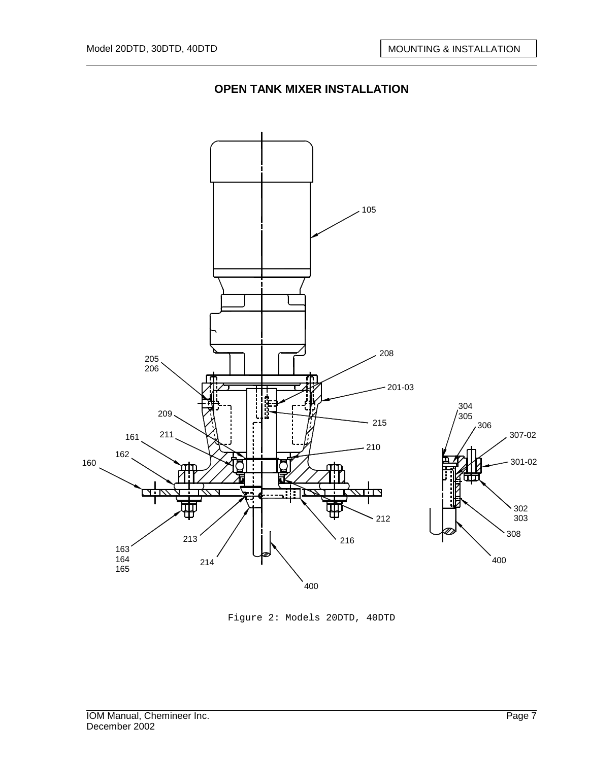## OPEN TANK MIXER INSTALLATION

105
208
205
206
201-03
209
215
161
211
210
162
160
213
214
216
212
163
164
165
400
304
305
306
307-02
301-02
302
303
308
400

Figure 2: Models 20DTD, 40DTD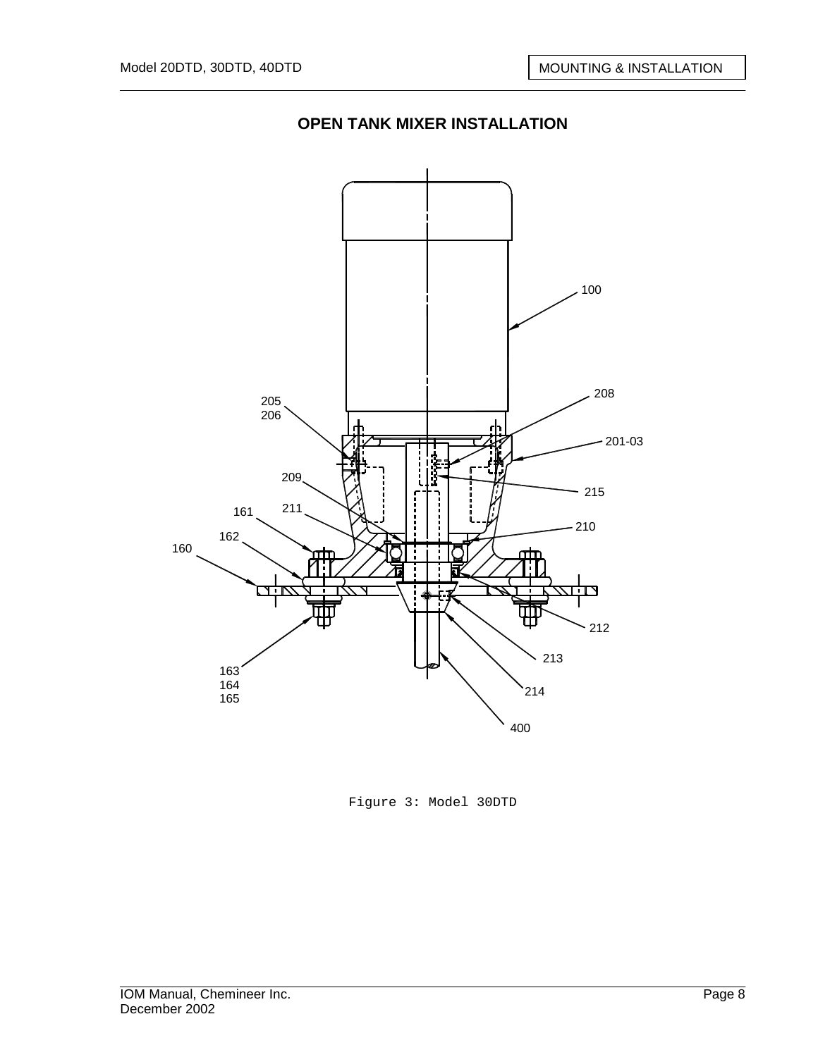## OPEN TANK MIXER INSTALLATION

Figure 3: Model 30DTD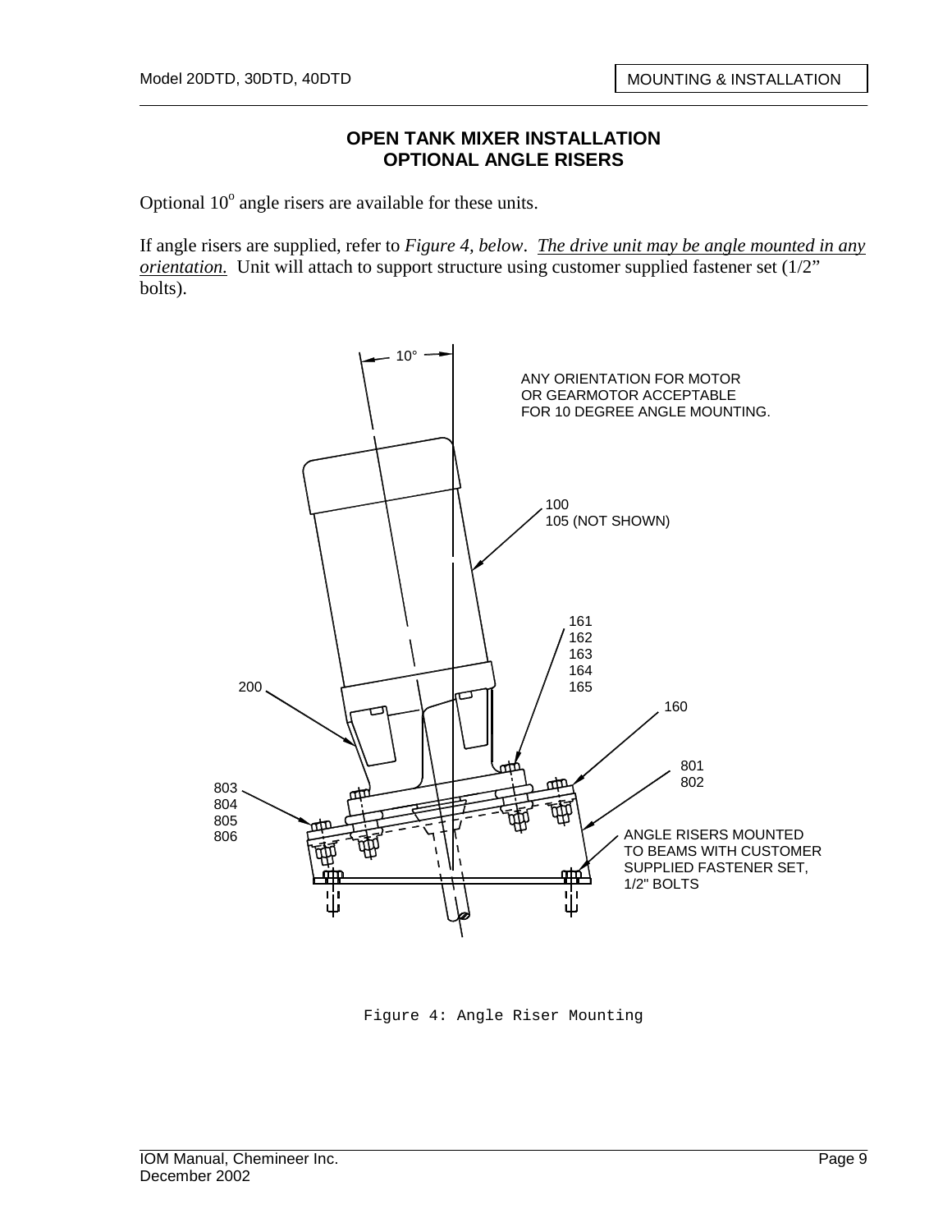## OPEN TANK MIXER INSTALLATION
## OPTIONAL ANGLE RISERS

Optional 10° angle risers are available for these units.

If angle risers are supplied, refer to *Figure 4, below*. *The drive unit may be angle mounted in any orientation.* Unit will attach to support structure using customer supplied fastener set (1/2" bolts).

10°

ANY ORIENTATION FOR MOTOR OR GEARMOTOR ACCEPTABLE FOR 10 DEGREE ANGLE MOUNTING.

100
105 (NOT SHOWN)

161
162
163
164
165

200

160

801
802

803
804
805
806

ANGLE RISERS MOUNTED TO BEAMS WITH CUSTOMER SUPPLIED FASTENER SET, 1/2" BOLTS

Figure 4: Angle Riser Mounting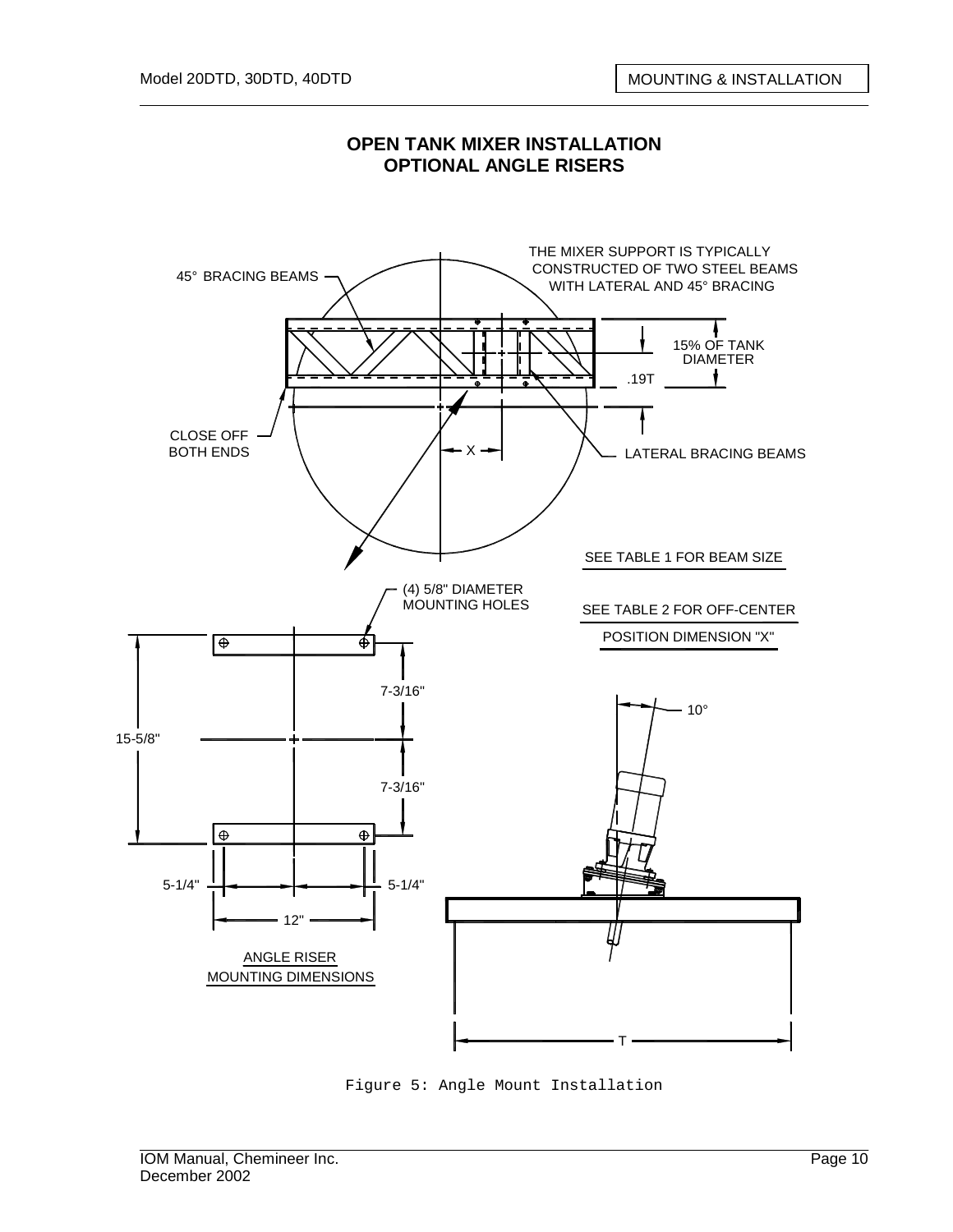# OPEN TANK MIXER INSTALLATION
## OPTIONAL ANGLE RISERS

45° BRACING BEAMS

THE MIXER SUPPORT IS TYPICALLY CONSTRUCTED OF TWO STEEL BEAMS WITH LATERAL AND 45° BRACING

15% OF TANK DIAMETER

.19T

CLOSE OFF BOTH ENDS

X

LATERAL BRACING BEAMS

SEE TABLE 1 FOR BEAM SIZE

(4) 5/8" DIAMETER MOUNTING HOLES

SEE TABLE 2 FOR OFF-CENTER POSITION DIMENSION "X"

7-3/16"

15-5/8"

7-3/16"

10°

5-1/4"

5-1/4"

12"

ANGLE RISER MOUNTING DIMENSIONS

T

Figure 5: Angle Mount Installation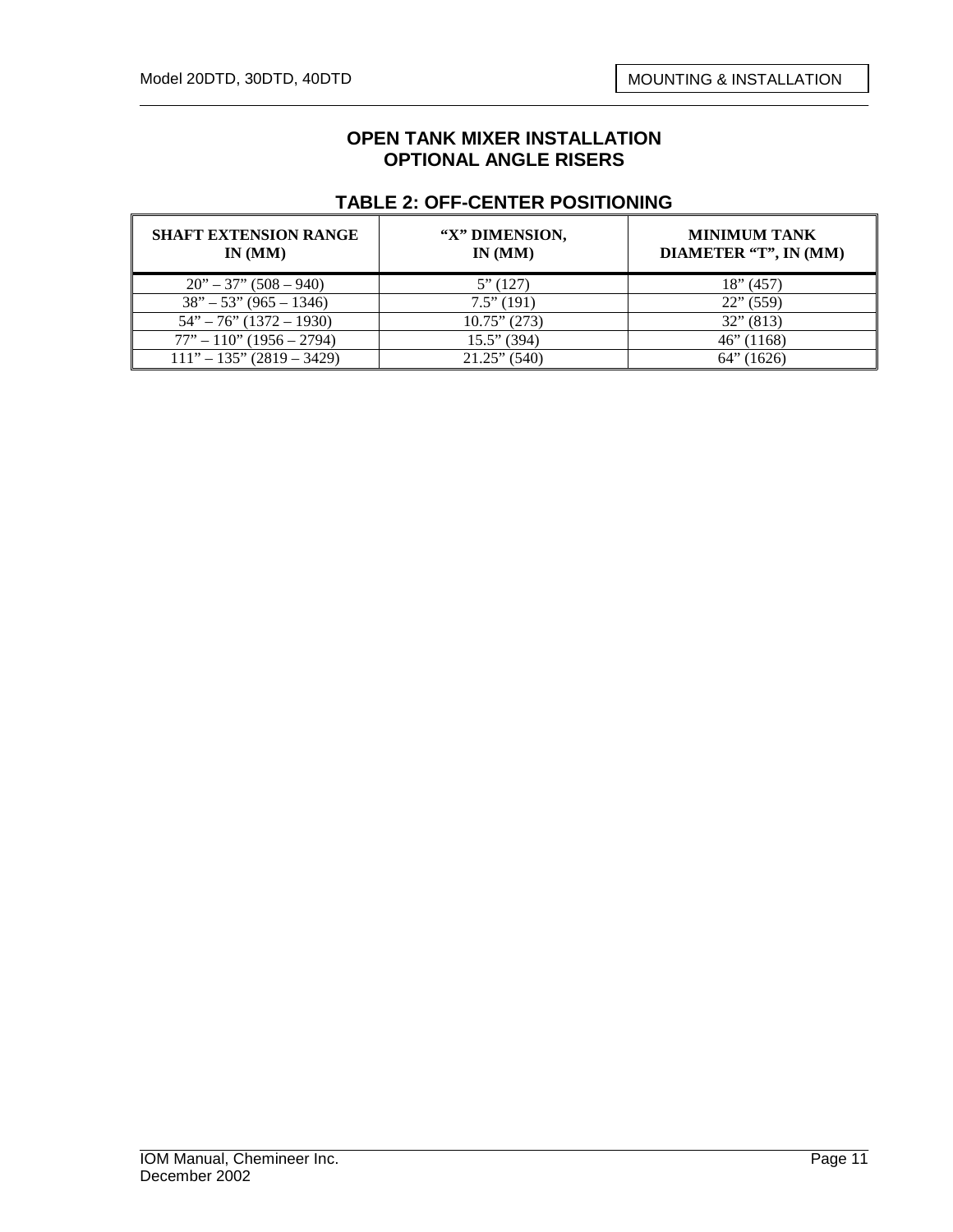## OPEN TANK MIXER INSTALLATION
## OPTIONAL ANGLE RISERS

### TABLE 2: OFF-CENTER POSITIONING

| SHAFT EXTENSION RANGE IN (MM) | "X" DIMENSION, IN (MM) | MINIMUM TANK DIAMETER "T", IN (MM) |
|---|---|---|
| 20" – 37" (508 – 940) | 5" (127) | 18" (457) |
| 38" – 53" (965 – 1346) | 7.5" (191) | 22" (559) |
| 54" – 76" (1372 – 1930) | 10.75" (273) | 32" (813) |
| 77" – 110" (1956 – 2794) | 15.5" (394) | 46" (1168) |
| 111" – 135" (2819 – 3429) | 21.25" (540) | 64" (1626) |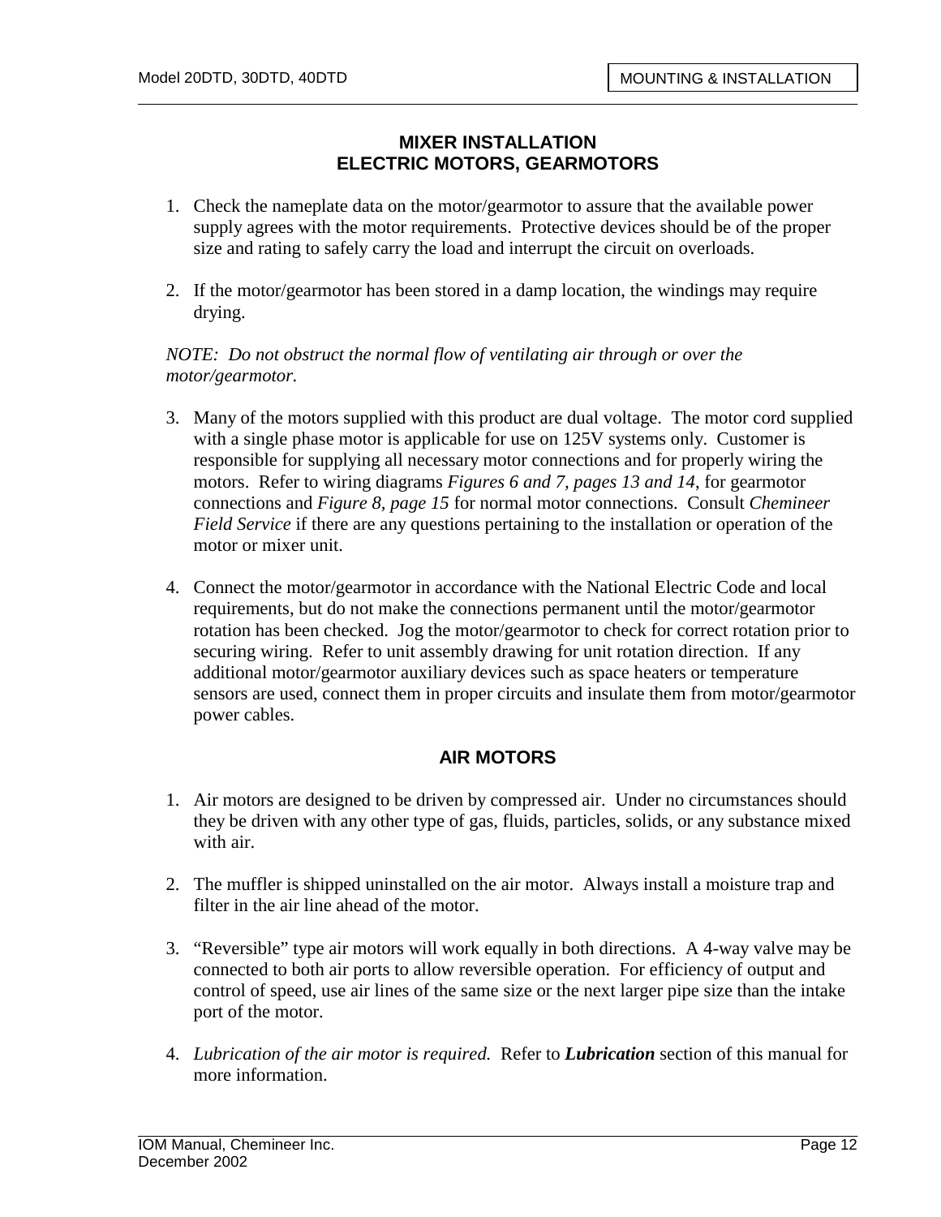# MIXER INSTALLATION
## ELECTRIC MOTORS, GEARMOTORS

1. Check the nameplate data on the motor/gearmotor to assure that the available power supply agrees with the motor requirements. Protective devices should be of the proper size and rating to safely carry the load and interrupt the circuit on overloads.

2. If the motor/gearmotor has been stored in a damp location, the windings may require drying.

*NOTE: Do not obstruct the normal flow of ventilating air through or over the motor/gearmotor.*

3. Many of the motors supplied with this product are dual voltage. The motor cord supplied with a single phase motor is applicable for use on 125V systems only. Customer is responsible for supplying all necessary motor connections and for properly wiring the motors. Refer to wiring diagrams *Figures 6 and 7, pages 13 and 14*, for gearmotor connections and *Figure 8, page 15* for normal motor connections. Consult *Chemineer Field Service* if there are any questions pertaining to the installation or operation of the motor or mixer unit.

4. Connect the motor/gearmotor in accordance with the National Electric Code and local requirements, but do not make the connections permanent until the motor/gearmotor rotation has been checked. Jog the motor/gearmotor to check for correct rotation prior to securing wiring. Refer to unit assembly drawing for unit rotation direction. If any additional motor/gearmotor auxiliary devices such as space heaters or temperature sensors are used, connect them in proper circuits and insulate them from motor/gearmotor power cables.

## AIR MOTORS

1. Air motors are designed to be driven by compressed air. Under no circumstances should they be driven with any other type of gas, fluids, particles, solids, or any substance mixed with air.

2. The muffler is shipped uninstalled on the air motor. Always install a moisture trap and filter in the air line ahead of the motor.

3. "Reversible" type air motors will work equally in both directions. A 4-way valve may be connected to both air ports to allow reversible operation. For efficiency of output and control of speed, use air lines of the same size or the next larger pipe size than the intake port of the motor.

4. *Lubrication of the air motor is required.* Refer to ***Lubrication*** section of this manual for more information.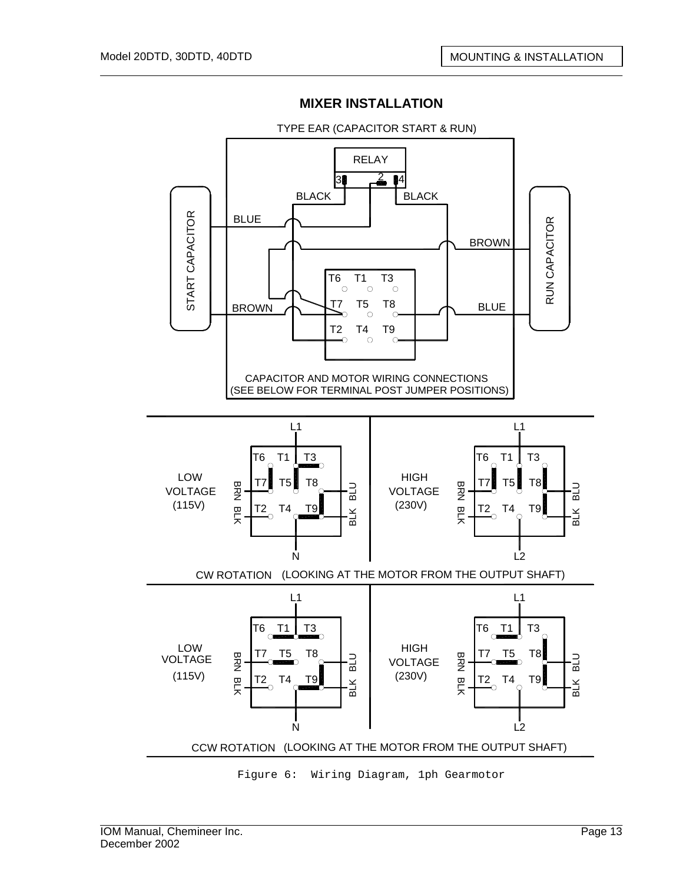# MIXER INSTALLATION

TYPE EAR (CAPACITOR START & RUN)

RELAY

3 2 4

BLACK BLACK

START CAPACITOR

BLUE

BROWN

RUN CAPACITOR

BROWN

BLUE

T6 T1 T3

T7 T5 T8

T2 T4 T9

CAPACITOR AND MOTOR WIRING CONNECTIONS
(SEE BELOW FOR TERMINAL POST JUMPER POSITIONS)

L1 L1

LOW VOLTAGE (115V) — BRN BLK — T6 T1 T3 / T7 T5 T8 / T2 T4 T9 — BLU BLK — N

HIGH VOLTAGE (230V) — BRN BLK — T6 T1 T3 / T7 T5 T8 / T2 T4 T9 — BLU BLK — L2

CW ROTATION (LOOKING AT THE MOTOR FROM THE OUTPUT SHAFT)

L1 L1

LOW VOLTAGE (115V) — BRN BLK — T6 T1 T3 / T7 T5 T8 / T2 T4 T9 — BLU BLK — N

HIGH VOLTAGE (230V) — BRN BLK — T6 T1 T3 / T7 T5 T8 / T2 T4 T9 — BLU BLK — L2

CCW ROTATION (LOOKING AT THE MOTOR FROM THE OUTPUT SHAFT)

Figure 6: Wiring Diagram, 1ph Gearmotor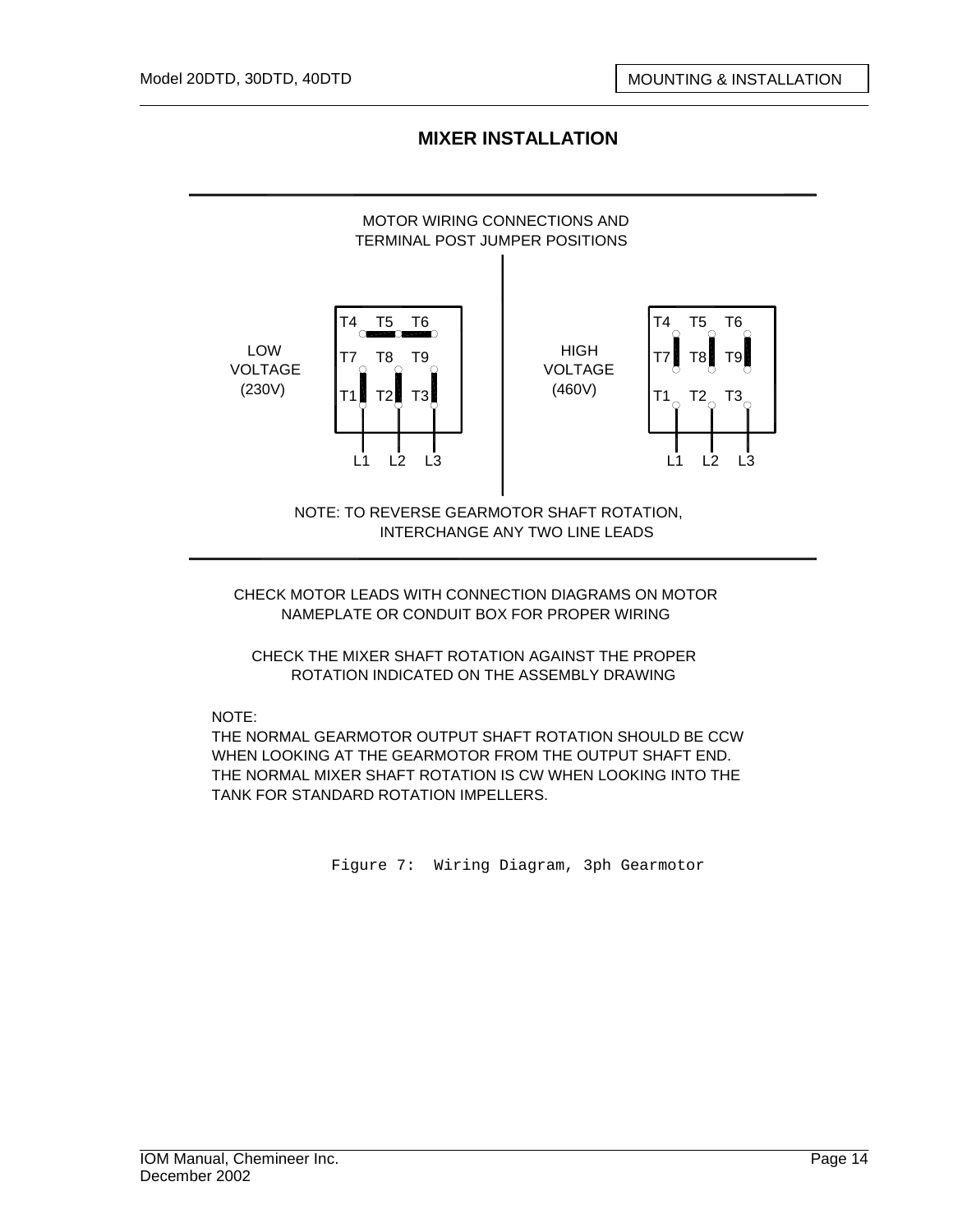## MIXER INSTALLATION

MOTOR WIRING CONNECTIONS AND
TERMINAL POST JUMPER POSITIONS

LOW VOLTAGE (230V)

| T4 | T5 | T6 |
|---|---|---|
| T7 | T8 | T9 |
| T1 | T2 | T3 |
| L1 | L2 | L3 |

HIGH VOLTAGE (460V)

| T4 | T5 | T6 |
|---|---|---|
| T7 | T8 | T9 |
| T1 | T2 | T3 |
| L1 | L2 | L3 |

NOTE: TO REVERSE GEARMOTOR SHAFT ROTATION, INTERCHANGE ANY TWO LINE LEADS

CHECK MOTOR LEADS WITH CONNECTION DIAGRAMS ON MOTOR NAMEPLATE OR CONDUIT BOX FOR PROPER WIRING

CHECK THE MIXER SHAFT ROTATION AGAINST THE PROPER ROTATION INDICATED ON THE ASSEMBLY DRAWING

NOTE:
THE NORMAL GEARMOTOR OUTPUT SHAFT ROTATION SHOULD BE CCW WHEN LOOKING AT THE GEARMOTOR FROM THE OUTPUT SHAFT END. THE NORMAL MIXER SHAFT ROTATION IS CW WHEN LOOKING INTO THE TANK FOR STANDARD ROTATION IMPELLERS.

Figure 7: Wiring Diagram, 3ph Gearmotor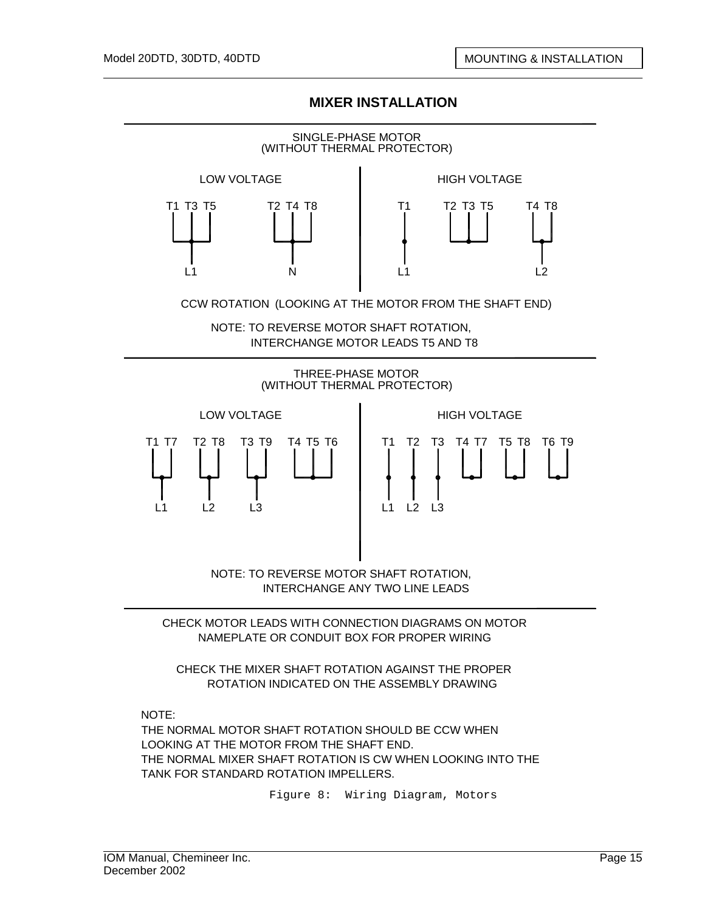## MIXER INSTALLATION

SINGLE-PHASE MOTOR
(WITHOUT THERMAL PROTECTOR)

| LOW VOLTAGE | | HIGH VOLTAGE | | |
|---|---|---|---|---|
| T1 T3 T5 | T2 T4 T8 | T1 | T2 T3 T5 | T4 T8 |
| L1 | N | L1 | | L2 |

CCW ROTATION (LOOKING AT THE MOTOR FROM THE SHAFT END)

NOTE: TO REVERSE MOTOR SHAFT ROTATION, INTERCHANGE MOTOR LEADS T5 AND T8

THREE-PHASE MOTOR
(WITHOUT THERMAL PROTECTOR)

| LOW VOLTAGE | | | | HIGH VOLTAGE | | | | | |
|---|---|---|---|---|---|---|---|---|---|
| T1 T7 | T2 T8 | T3 T9 | T4 T5 T6 | T1 | T2 | T3 | T4 T7 | T5 T8 | T6 T9 |
| L1 | L2 | L3 | | L1 | L2 | L3 | | | |

NOTE: TO REVERSE MOTOR SHAFT ROTATION, INTERCHANGE ANY TWO LINE LEADS

CHECK MOTOR LEADS WITH CONNECTION DIAGRAMS ON MOTOR NAMEPLATE OR CONDUIT BOX FOR PROPER WIRING

CHECK THE MIXER SHAFT ROTATION AGAINST THE PROPER ROTATION INDICATED ON THE ASSEMBLY DRAWING

NOTE:
THE NORMAL MOTOR SHAFT ROTATION SHOULD BE CCW WHEN LOOKING AT THE MOTOR FROM THE SHAFT END.
THE NORMAL MIXER SHAFT ROTATION IS CW WHEN LOOKING INTO THE TANK FOR STANDARD ROTATION IMPELLERS.

Figure 8: Wiring Diagram, Motors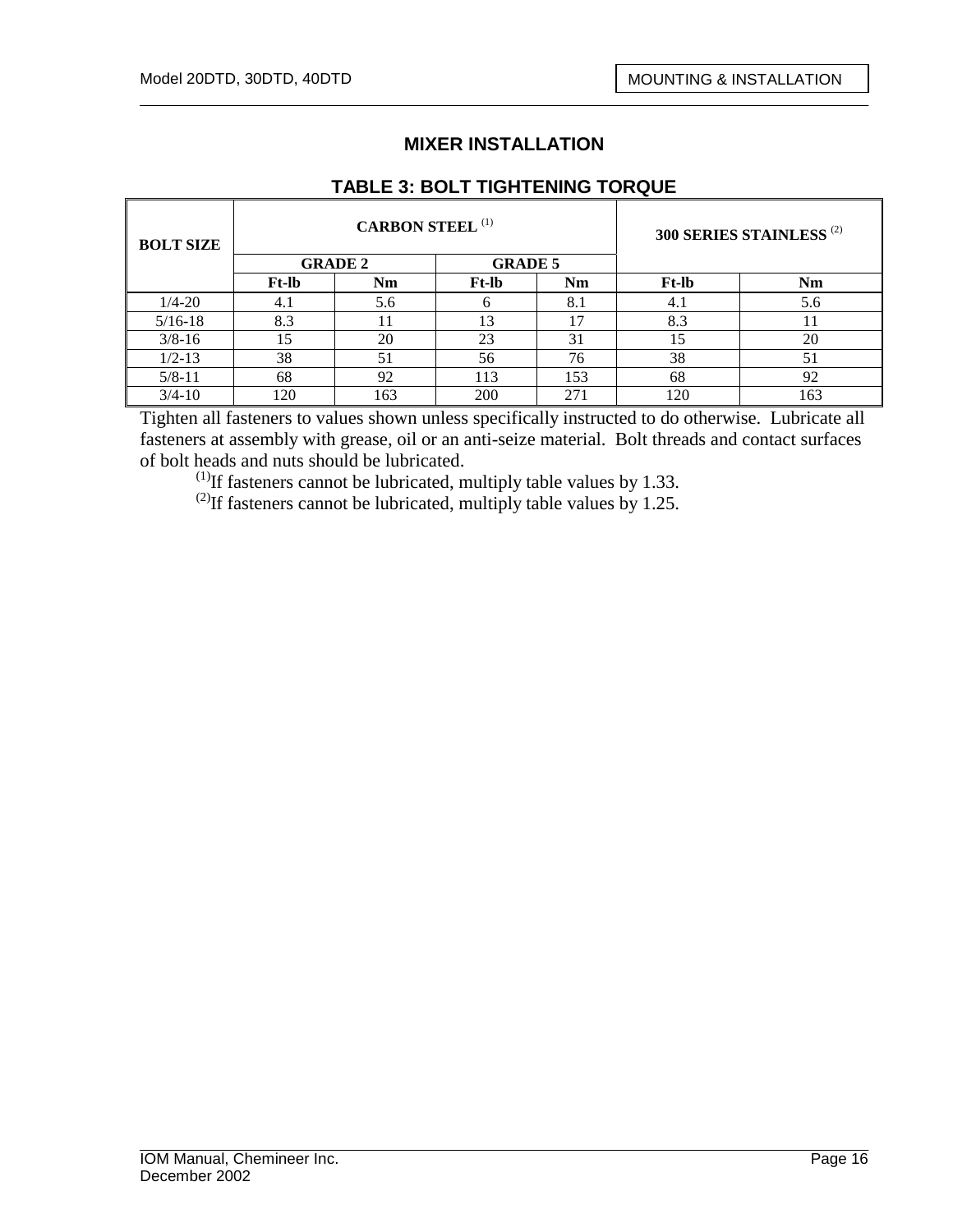# MIXER INSTALLATION

## TABLE 3: BOLT TIGHTENING TORQUE

| BOLT SIZE | CARBON STEEL [1] | | | | 300 SERIES STAINLESS [2] | |
|---|---|---|---|---|---|---|
| | GRADE 2 | | GRADE 5 | | | |
| | Ft-lb | Nm | Ft-lb | Nm | Ft-lb | Nm |
| 1/4-20 | 4.1 | 5.6 | 6 | 8.1 | 4.1 | 5.6 |
| 5/16-18 | 8.3 | 11 | 13 | 17 | 8.3 | 11 |
| 3/8-16 | 15 | 20 | 23 | 31 | 15 | 20 |
| 1/2-13 | 38 | 51 | 56 | 76 | 38 | 51 |
| 5/8-11 | 68 | 92 | 113 | 153 | 68 | 92 |
| 3/4-10 | 120 | 163 | 200 | 271 | 120 | 163 |

Tighten all fasteners to values shown unless specifically instructed to do otherwise. Lubricate all fasteners at assembly with grease, oil or an anti-seize material. Bolt threads and contact surfaces of bolt heads and nuts should be lubricated.

[1] If fasteners cannot be lubricated, multiply table values by 1.33.

[2] If fasteners cannot be lubricated, multiply table values by 1.25.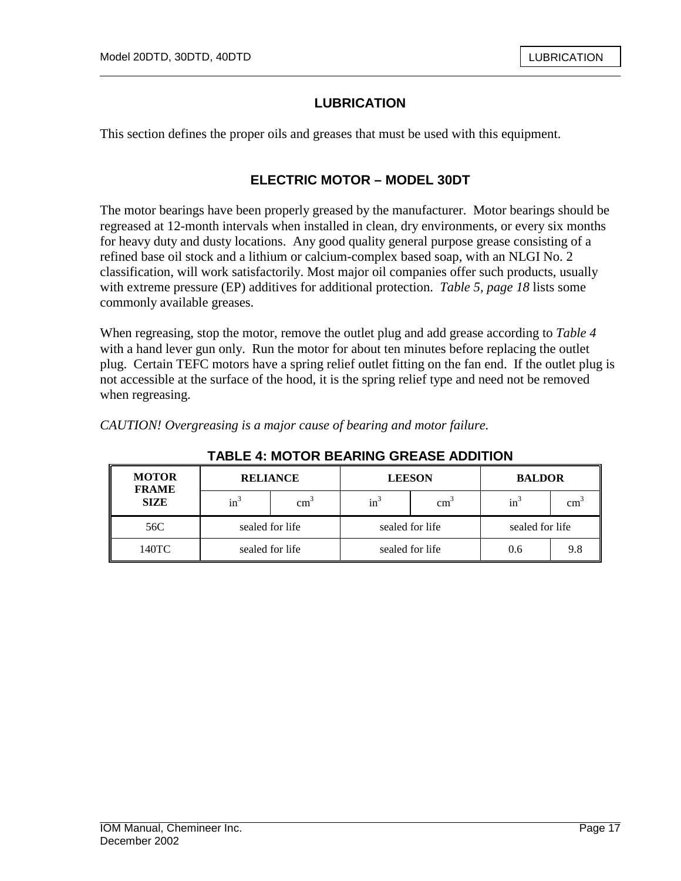# LUBRICATION

This section defines the proper oils and greases that must be used with this equipment.

## ELECTRIC MOTOR – MODEL 30DT

The motor bearings have been properly greased by the manufacturer. Motor bearings should be regreased at 12-month intervals when installed in clean, dry environments, or every six months for heavy duty and dusty locations. Any good quality general purpose grease consisting of a refined base oil stock and a lithium or calcium-complex based soap, with an NLGI No. 2 classification, will work satisfactorily. Most major oil companies offer such products, usually with extreme pressure (EP) additives for additional protection. *Table 5, page 18* lists some commonly available greases.

When regreasing, stop the motor, remove the outlet plug and add grease according to *Table 4* with a hand lever gun only. Run the motor for about ten minutes before replacing the outlet plug. Certain TEFC motors have a spring relief outlet fitting on the fan end. If the outlet plug is not accessible at the surface of the hood, it is the spring relief type and need not be removed when regreasing.

*CAUTION! Overgreasing is a major cause of bearing and motor failure.*

**TABLE 4: MOTOR BEARING GREASE ADDITION**

| MOTOR FRAME SIZE | RELIANCE | | LEESON | | BALDOR | |
|---|---|---|---|---|---|---|
| | $in^3$ | $cm^3$ | $in^3$ | $cm^3$ | $in^3$ | $cm^3$ |
| 56C | sealed for life | | sealed for life | | sealed for life | |
| 140TC | sealed for life | | sealed for life | | 0.6 | 9.8 |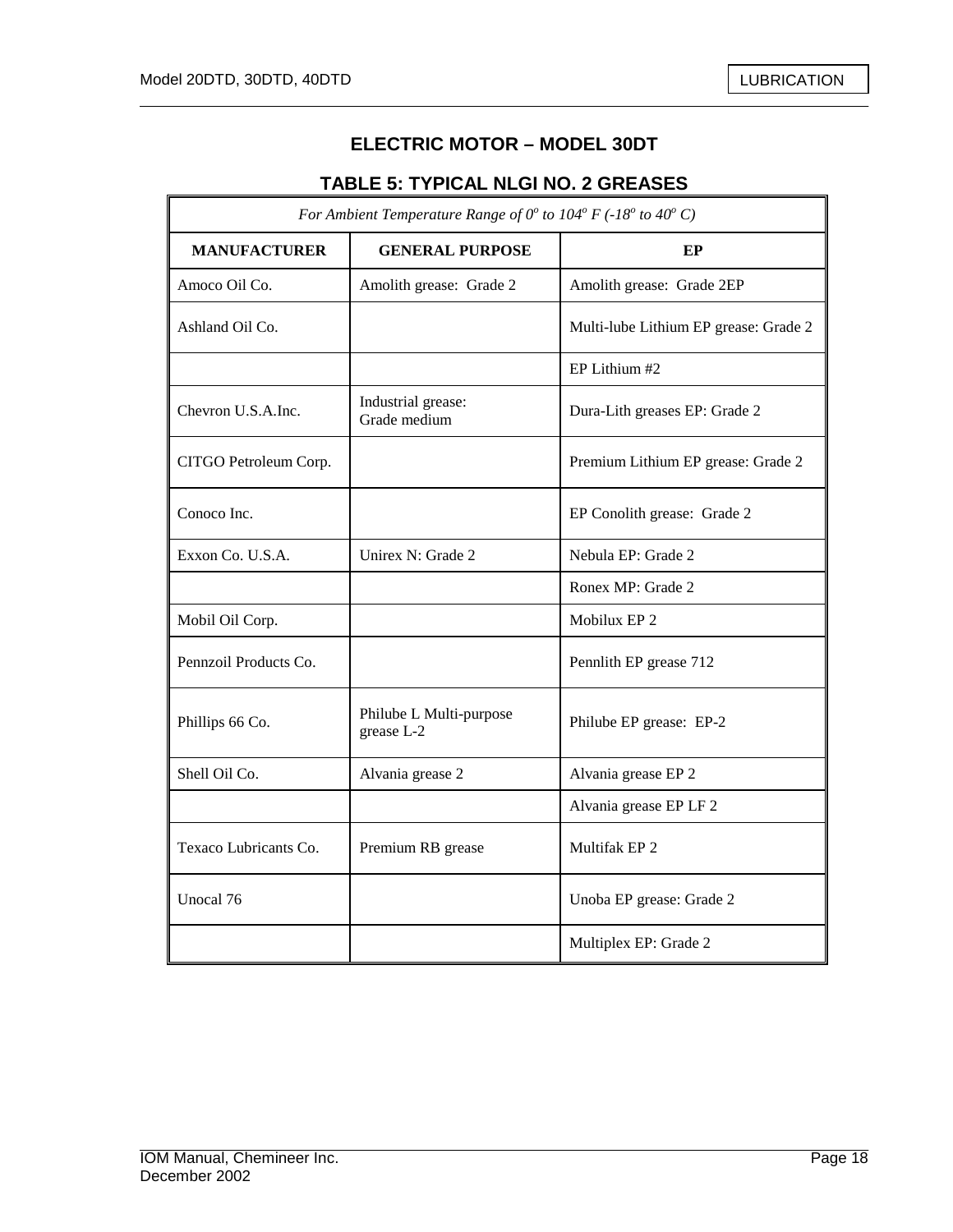## ELECTRIC MOTOR – MODEL 30DT

### TABLE 5: TYPICAL NLGI NO. 2 GREASES

| *For Ambient Temperature Range of $0^o$ to $104^o$ F ($-18^o$ to $40^o$ C)* | | |
|---|---|---|
| **MANUFACTURER** | **GENERAL PURPOSE** | **EP** |
| Amoco Oil Co. | Amolith grease: Grade 2 | Amolith grease: Grade 2EP |
| Ashland Oil Co. | | Multi-lube Lithium EP grease: Grade 2 |
| | | EP Lithium #2 |
| Chevron U.S.A.Inc. | Industrial grease: Grade medium | Dura-Lith greases EP: Grade 2 |
| CITGO Petroleum Corp. | | Premium Lithium EP grease: Grade 2 |
| Conoco Inc. | | EP Conolith grease: Grade 2 |
| Exxon Co. U.S.A. | Unirex N: Grade 2 | Nebula EP: Grade 2 |
| | | Ronex MP: Grade 2 |
| Mobil Oil Corp. | | Mobilux EP 2 |
| Pennzoil Products Co. | | Pennlith EP grease 712 |
| Phillips 66 Co. | Philube L Multi-purpose grease L-2 | Philube EP grease: EP-2 |
| Shell Oil Co. | Alvania grease 2 | Alvania grease EP 2 |
| | | Alvania grease EP LF 2 |
| Texaco Lubricants Co. | Premium RB grease | Multifak EP 2 |
| Unocal 76 | | Unoba EP grease: Grade 2 |
| | | Multiplex EP: Grade 2 |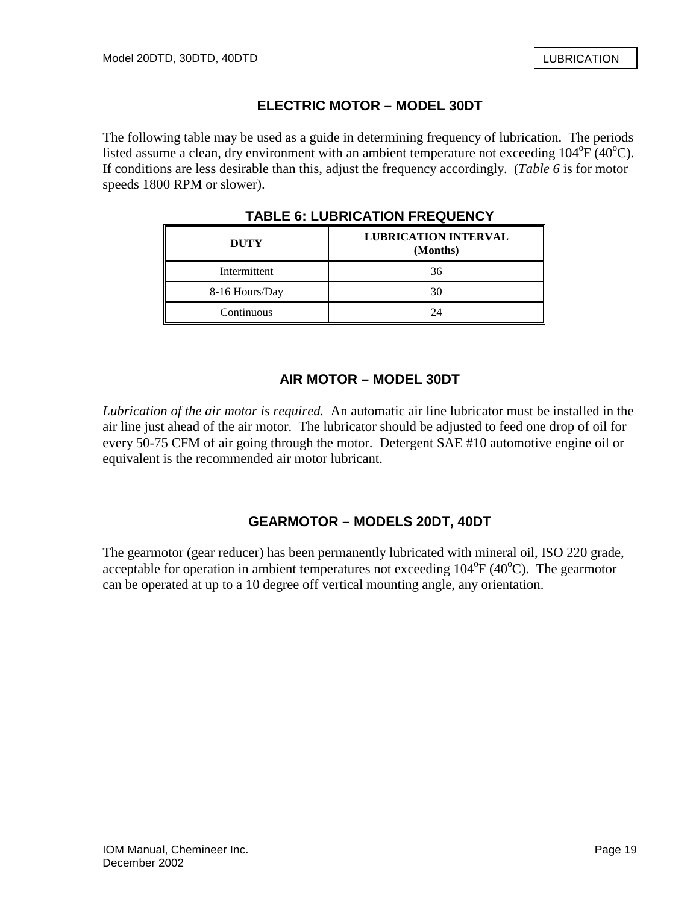## ELECTRIC MOTOR – MODEL 30DT

The following table may be used as a guide in determining frequency of lubrication. The periods listed assume a clean, dry environment with an ambient temperature not exceeding 104°F (40°C). If conditions are less desirable than this, adjust the frequency accordingly. (*Table 6* is for motor speeds 1800 RPM or slower).

**TABLE 6: LUBRICATION FREQUENCY**

| DUTY | LUBRICATION INTERVAL (Months) |
|---|---|
| Intermittent | 36 |
| 8-16 Hours/Day | 30 |
| Continuous | 24 |

## AIR MOTOR – MODEL 30DT

*Lubrication of the air motor is required.* An automatic air line lubricator must be installed in the air line just ahead of the air motor. The lubricator should be adjusted to feed one drop of oil for every 50-75 CFM of air going through the motor. Detergent SAE #10 automotive engine oil or equivalent is the recommended air motor lubricant.

## GEARMOTOR – MODELS 20DT, 40DT

The gearmotor (gear reducer) has been permanently lubricated with mineral oil, ISO 220 grade, acceptable for operation in ambient temperatures not exceeding 104°F (40°C). The gearmotor can be operated at up to a 10 degree off vertical mounting angle, any orientation.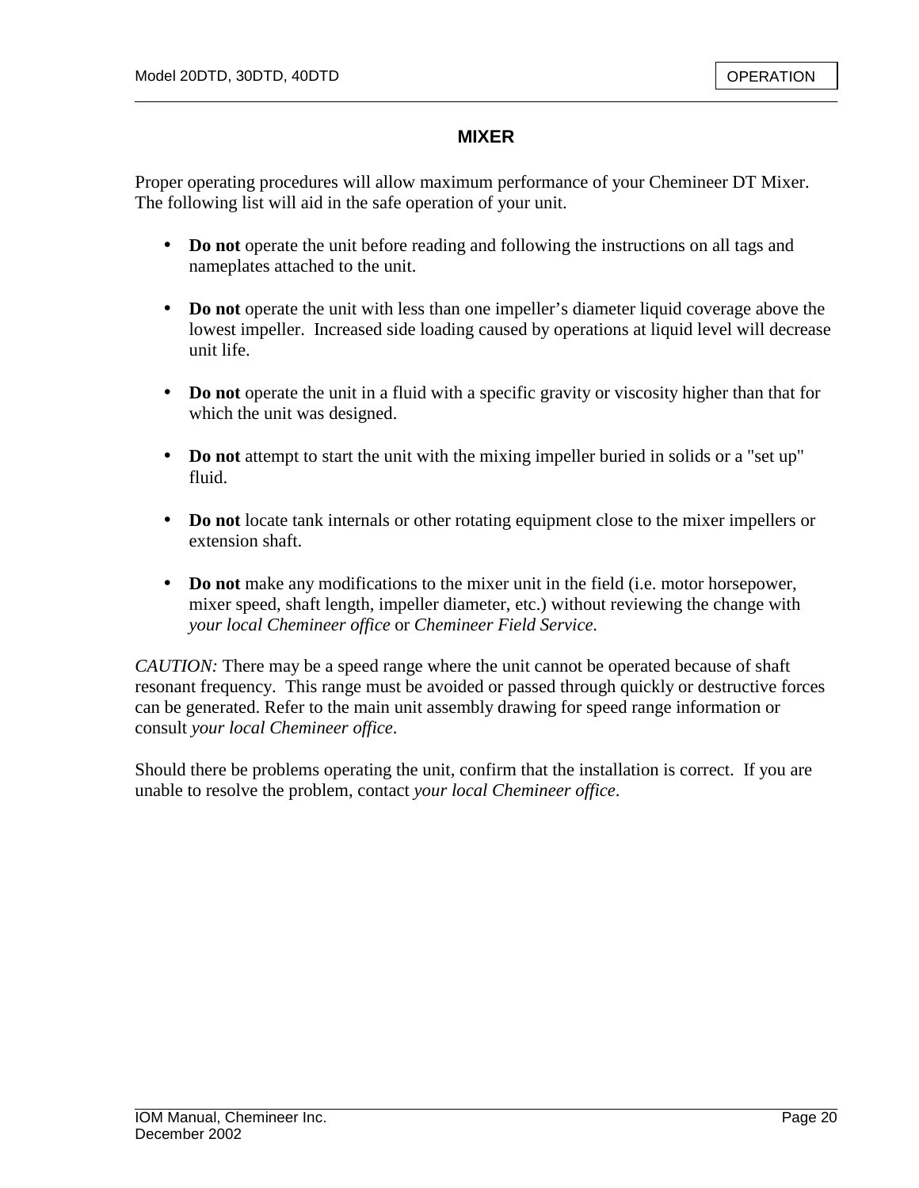## MIXER

Proper operating procedures will allow maximum performance of your Chemineer DT Mixer. The following list will aid in the safe operation of your unit.

- **Do not** operate the unit before reading and following the instructions on all tags and nameplates attached to the unit.

- **Do not** operate the unit with less than one impeller's diameter liquid coverage above the lowest impeller. Increased side loading caused by operations at liquid level will decrease unit life.

- **Do not** operate the unit in a fluid with a specific gravity or viscosity higher than that for which the unit was designed.

- **Do not** attempt to start the unit with the mixing impeller buried in solids or a "set up" fluid.

- **Do not** locate tank internals or other rotating equipment close to the mixer impellers or extension shaft.

- **Do not** make any modifications to the mixer unit in the field (i.e. motor horsepower, mixer speed, shaft length, impeller diameter, etc.) without reviewing the change with *your local Chemineer office* or *Chemineer Field Service.*

*CAUTION:* There may be a speed range where the unit cannot be operated because of shaft resonant frequency. This range must be avoided or passed through quickly or destructive forces can be generated. Refer to the main unit assembly drawing for speed range information or consult *your local Chemineer office*.

Should there be problems operating the unit, confirm that the installation is correct. If you are unable to resolve the problem, contact *your local Chemineer office*.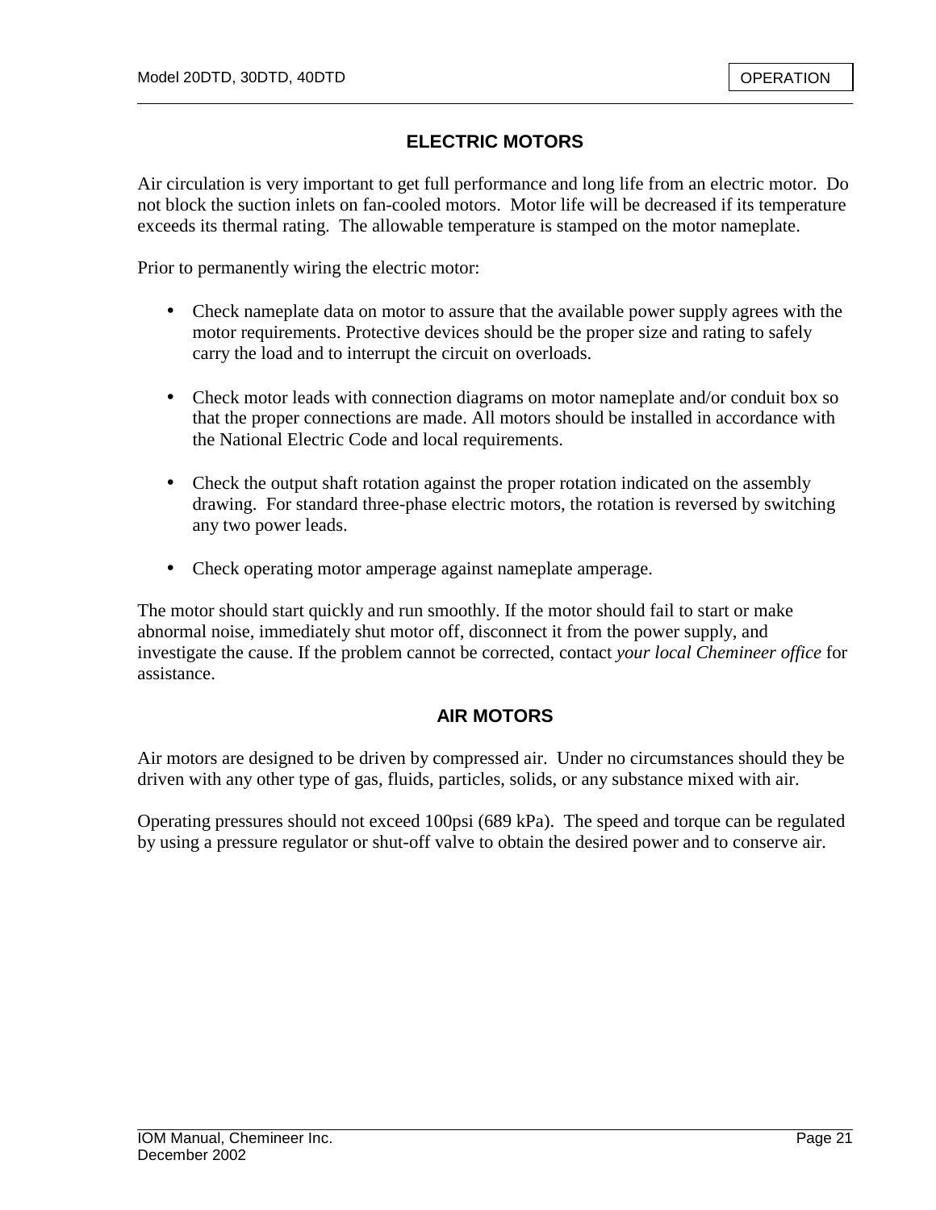## ELECTRIC MOTORS

Air circulation is very important to get full performance and long life from an electric motor. Do not block the suction inlets on fan-cooled motors. Motor life will be decreased if its temperature exceeds its thermal rating. The allowable temperature is stamped on the motor nameplate.

Prior to permanently wiring the electric motor:

- Check nameplate data on motor to assure that the available power supply agrees with the motor requirements. Protective devices should be the proper size and rating to safely carry the load and to interrupt the circuit on overloads.

- Check motor leads with connection diagrams on motor nameplate and/or conduit box so that the proper connections are made. All motors should be installed in accordance with the National Electric Code and local requirements.

- Check the output shaft rotation against the proper rotation indicated on the assembly drawing. For standard three-phase electric motors, the rotation is reversed by switching any two power leads.

- Check operating motor amperage against nameplate amperage.

The motor should start quickly and run smoothly. If the motor should fail to start or make abnormal noise, immediately shut motor off, disconnect it from the power supply, and investigate the cause. If the problem cannot be corrected, contact *your local Chemineer office* for assistance.

## AIR MOTORS

Air motors are designed to be driven by compressed air. Under no circumstances should they be driven with any other type of gas, fluids, particles, solids, or any substance mixed with air.

Operating pressures should not exceed 100psi (689 kPa). The speed and torque can be regulated by using a pressure regulator or shut-off valve to obtain the desired power and to conserve air.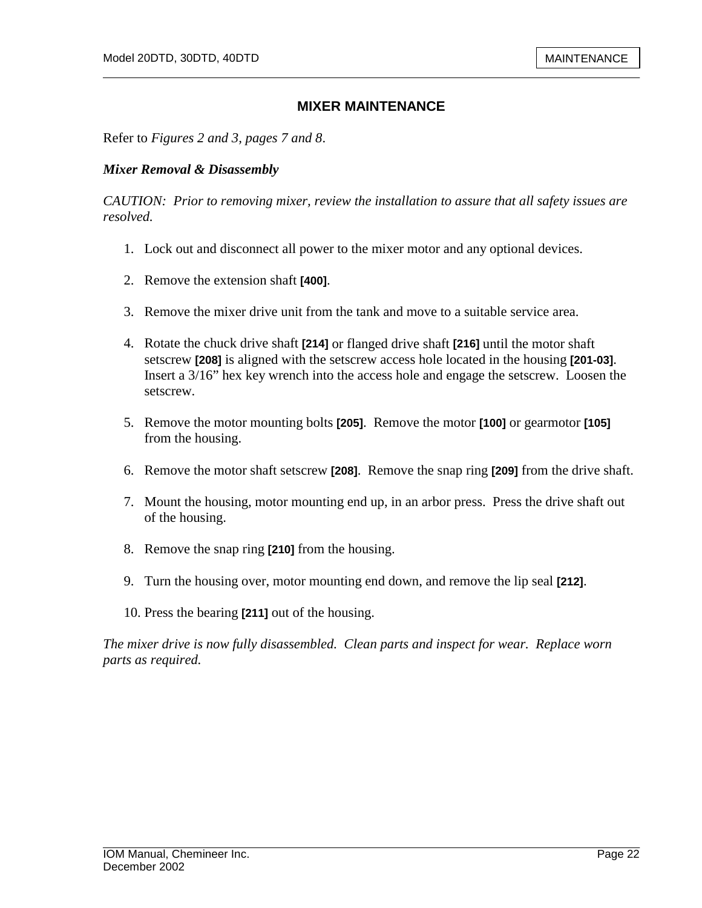## MIXER MAINTENANCE

Refer to *Figures 2 and 3, pages 7 and 8*.

### *Mixer Removal & Disassembly*

*CAUTION: Prior to removing mixer, review the installation to assure that all safety issues are resolved.*

1. Lock out and disconnect all power to the mixer motor and any optional devices.

2. Remove the extension shaft **[400]**.

3. Remove the mixer drive unit from the tank and move to a suitable service area.

4. Rotate the chuck drive shaft **[214]** or flanged drive shaft **[216]** until the motor shaft setscrew **[208]** is aligned with the setscrew access hole located in the housing **[201-03]**. Insert a 3/16" hex key wrench into the access hole and engage the setscrew. Loosen the setscrew.

5. Remove the motor mounting bolts **[205]**. Remove the motor **[100]** or gearmotor **[105]** from the housing.

6. Remove the motor shaft setscrew **[208]**. Remove the snap ring **[209]** from the drive shaft.

7. Mount the housing, motor mounting end up, in an arbor press. Press the drive shaft out of the housing.

8. Remove the snap ring **[210]** from the housing.

9. Turn the housing over, motor mounting end down, and remove the lip seal **[212]**.

10. Press the bearing **[211]** out of the housing.

*The mixer drive is now fully disassembled. Clean parts and inspect for wear. Replace worn parts as required.*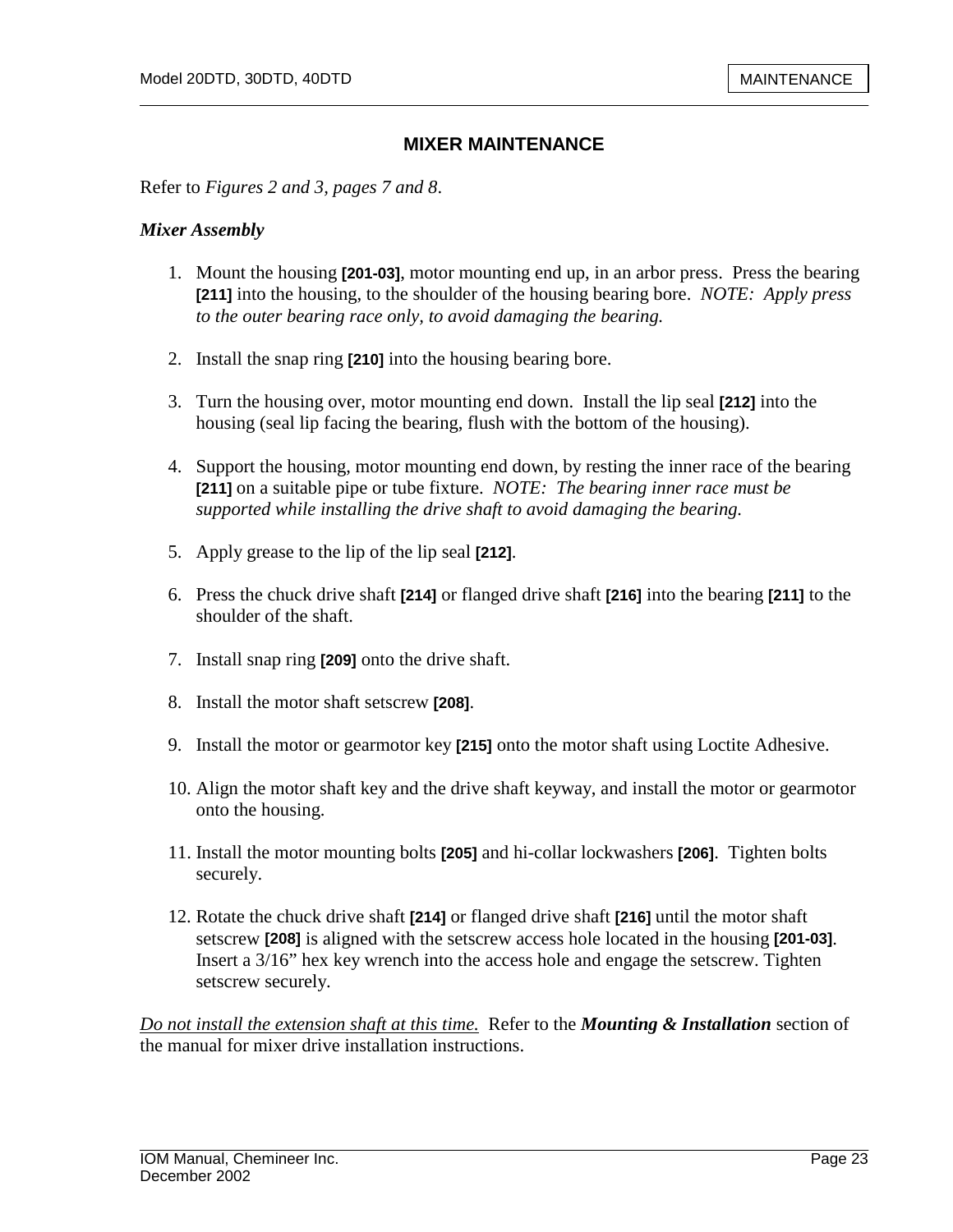## MIXER MAINTENANCE

Refer to *Figures 2 and 3, pages 7 and 8*.

***Mixer Assembly***

1. Mount the housing **[201-03]**, motor mounting end up, in an arbor press. Press the bearing **[211]** into the housing, to the shoulder of the housing bearing bore. *NOTE: Apply press to the outer bearing race only, to avoid damaging the bearing.*

2. Install the snap ring **[210]** into the housing bearing bore.

3. Turn the housing over, motor mounting end down. Install the lip seal **[212]** into the housing (seal lip facing the bearing, flush with the bottom of the housing).

4. Support the housing, motor mounting end down, by resting the inner race of the bearing **[211]** on a suitable pipe or tube fixture. *NOTE: The bearing inner race must be supported while installing the drive shaft to avoid damaging the bearing.*

5. Apply grease to the lip of the lip seal **[212]**.

6. Press the chuck drive shaft **[214]** or flanged drive shaft **[216]** into the bearing **[211]** to the shoulder of the shaft.

7. Install snap ring **[209]** onto the drive shaft.

8. Install the motor shaft setscrew **[208]**.

9. Install the motor or gearmotor key **[215]** onto the motor shaft using Loctite Adhesive.

10. Align the motor shaft key and the drive shaft keyway, and install the motor or gearmotor onto the housing.

11. Install the motor mounting bolts **[205]** and hi-collar lockwashers **[206]**. Tighten bolts securely.

12. Rotate the chuck drive shaft **[214]** or flanged drive shaft **[216]** until the motor shaft setscrew **[208]** is aligned with the setscrew access hole located in the housing **[201-03]**. Insert a 3/16" hex key wrench into the access hole and engage the setscrew. Tighten setscrew securely.

<u>Do not install the extension shaft at this time.</u> Refer to the ***Mounting & Installation*** section of the manual for mixer drive installation instructions.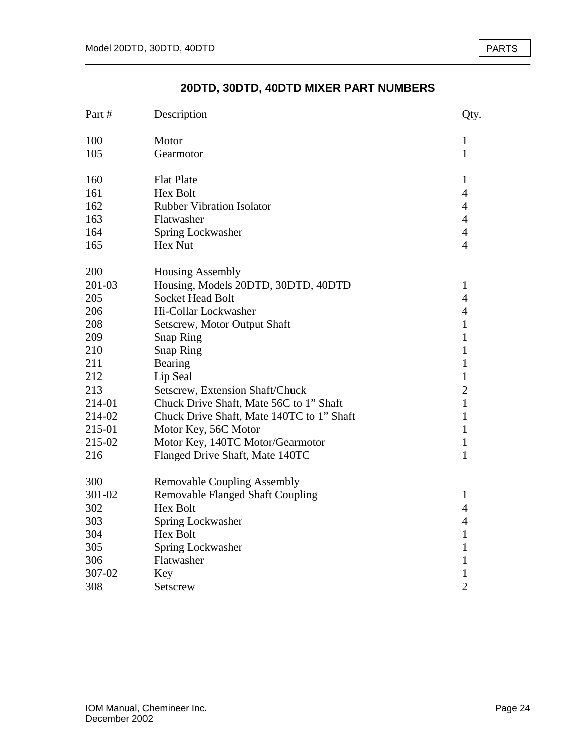## 20DTD, 30DTD, 40DTD MIXER PART NUMBERS

| Part # | Description | Qty. |
|---|---|---|
| 100 | Motor | 1 |
| 105 | Gearmotor | 1 |
| | | |
| 160 | Flat Plate | 1 |
| 161 | Hex Bolt | 4 |
| 162 | Rubber Vibration Isolator | 4 |
| 163 | Flatwasher | 4 |
| 164 | Spring Lockwasher | 4 |
| 165 | Hex Nut | 4 |
| | | |
| 200 | Housing Assembly | |
| 201-03 | Housing, Models 20DTD, 30DTD, 40DTD | 1 |
| 205 | Socket Head Bolt | 4 |
| 206 | Hi-Collar Lockwasher | 4 |
| 208 | Setscrew, Motor Output Shaft | 1 |
| 209 | Snap Ring | 1 |
| 210 | Snap Ring | 1 |
| 211 | Bearing | 1 |
| 212 | Lip Seal | 1 |
| 213 | Setscrew, Extension Shaft/Chuck | 2 |
| 214-01 | Chuck Drive Shaft, Mate 56C to 1" Shaft | 1 |
| 214-02 | Chuck Drive Shaft, Mate 140TC to 1" Shaft | 1 |
| 215-01 | Motor Key, 56C Motor | 1 |
| 215-02 | Motor Key, 140TC Motor/Gearmotor | 1 |
| 216 | Flanged Drive Shaft, Mate 140TC | 1 |
| | | |
| 300 | Removable Coupling Assembly | |
| 301-02 | Removable Flanged Shaft Coupling | 1 |
| 302 | Hex Bolt | 4 |
| 303 | Spring Lockwasher | 4 |
| 304 | Hex Bolt | 1 |
| 305 | Spring Lockwasher | 1 |
| 306 | Flatwasher | 1 |
| 307-02 | Key | 1 |
| 308 | Setscrew | 2 |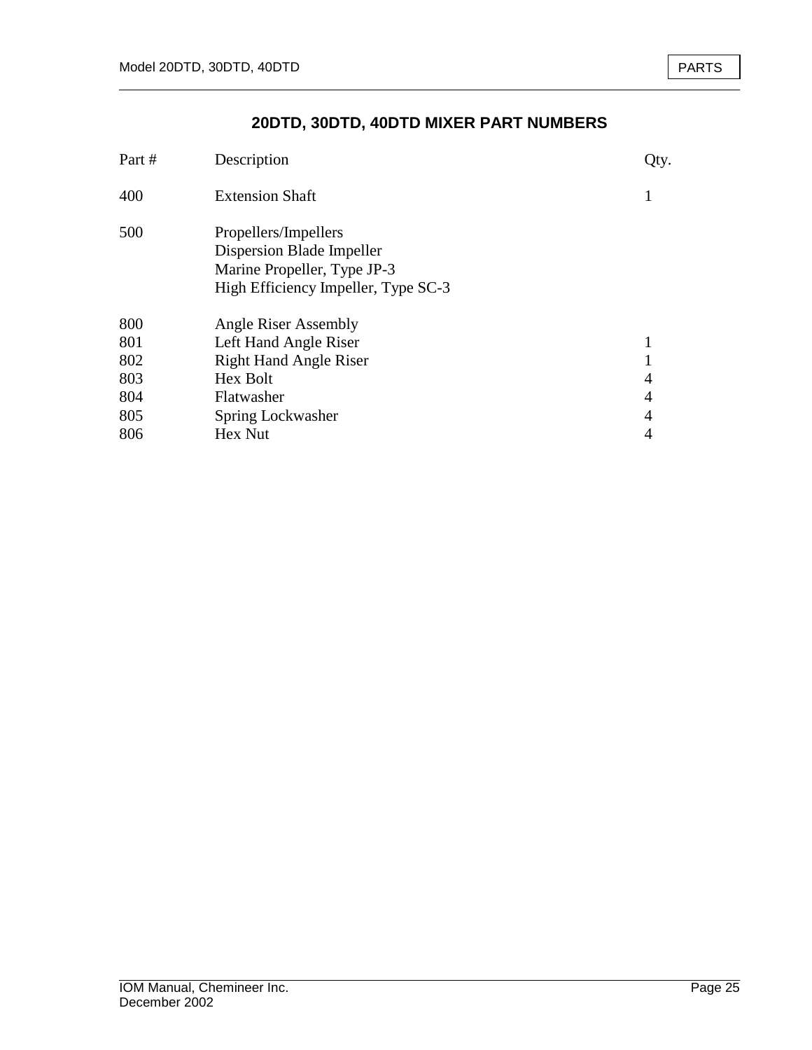## 20DTD, 30DTD, 40DTD MIXER PART NUMBERS

| Part # | Description | Qty. |
|---|---|---|
| 400 | Extension Shaft | 1 |
| 500 | Propellers/Impellers | |
| | Dispersion Blade Impeller | |
| | Marine Propeller, Type JP-3 | |
| | High Efficiency Impeller, Type SC-3 | |
| 800 | Angle Riser Assembly | |
| 801 | Left Hand Angle Riser | 1 |
| 802 | Right Hand Angle Riser | 1 |
| 803 | Hex Bolt | 4 |
| 804 | Flatwasher | 4 |
| 805 | Spring Lockwasher | 4 |
| 806 | Hex Nut | 4 |